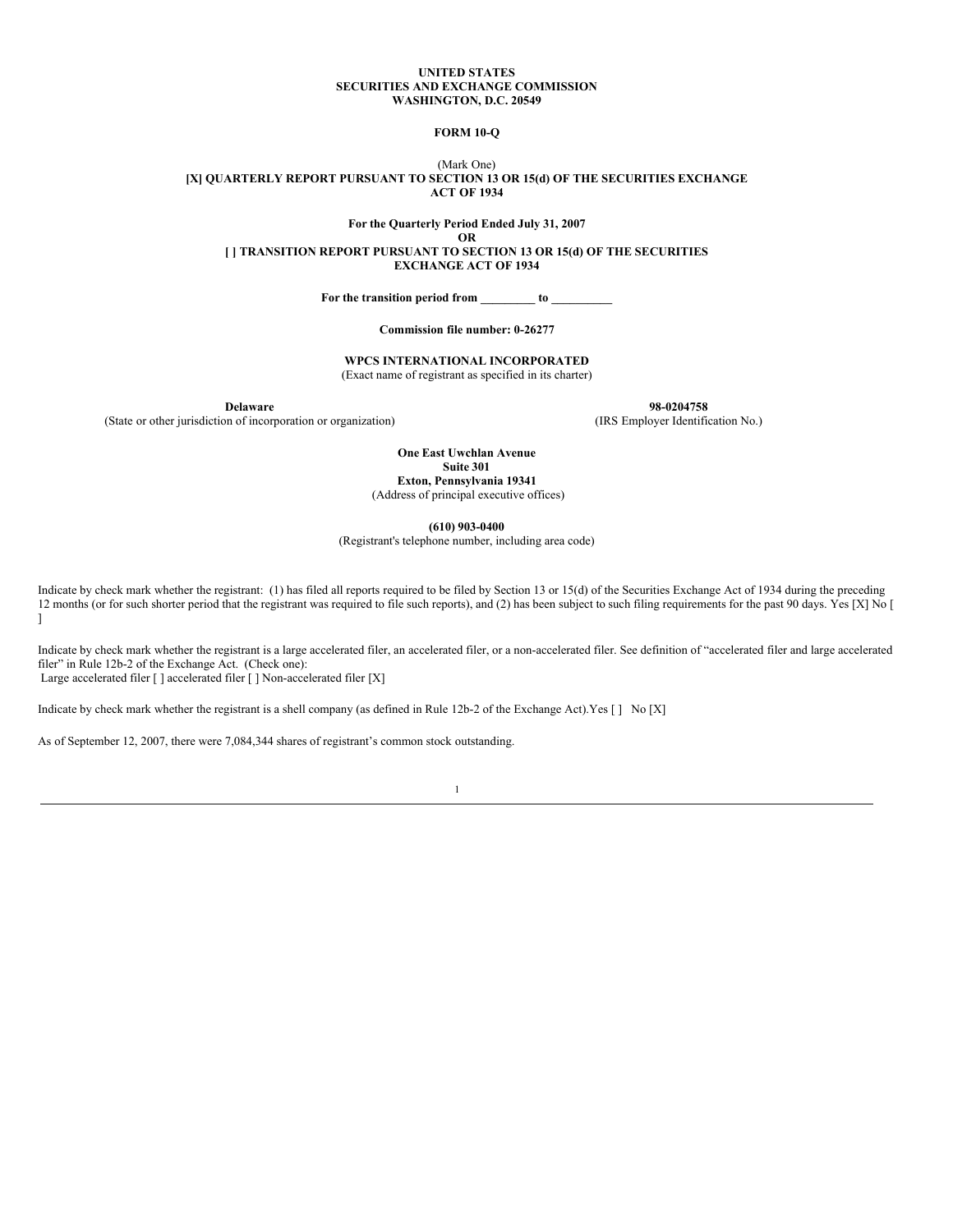**UNITED STATES**
**SECURITIES AND EXCHANGE COMMISSION**
**WASHINGTON, D.C. 20549**

**FORM 10-Q**

(Mark One)
**[X] QUARTERLY REPORT PURSUANT TO SECTION 13 OR 15(d) OF THE SECURITIES EXCHANGE ACT OF 1934**

**For the Quarterly Period Ended July 31, 2007**
**OR**
**[ ] TRANSITION REPORT PURSUANT TO SECTION 13 OR 15(d) OF THE SECURITIES EXCHANGE ACT OF 1934**

**For the transition period from _________ to __________**

**Commission file number: 0-26277**

**WPCS INTERNATIONAL INCORPORATED**
(Exact name of registrant as specified in its charter)

| **Delaware** | **98-0204758** |
|---|---|
| (State or other jurisdiction of incorporation or organization) | (IRS Employer Identification No.) |

**One East Uwchlan Avenue**
**Suite 301**
**Exton, Pennsylvania 19341**
(Address of principal executive offices)

**(610) 903-0400**
(Registrant's telephone number, including area code)

Indicate by check mark whether the registrant: (1) has filed all reports required to be filed by Section 13 or 15(d) of the Securities Exchange Act of 1934 during the preceding 12 months (or for such shorter period that the registrant was required to file such reports), and (2) has been subject to such filing requirements for the past 90 days. Yes [X] No [ ]

Indicate by check mark whether the registrant is a large accelerated filer, an accelerated filer, or a non-accelerated filer. See definition of "accelerated filer and large accelerated filer" in Rule 12b-2 of the Exchange Act. (Check one):
Large accelerated filer [ ] accelerated filer [ ] Non-accelerated filer [X]

Indicate by check mark whether the registrant is a shell company (as defined in Rule 12b-2 of the Exchange Act).Yes [ ] No [X]

As of September 12, 2007, there were 7,084,344 shares of registrant's common stock outstanding.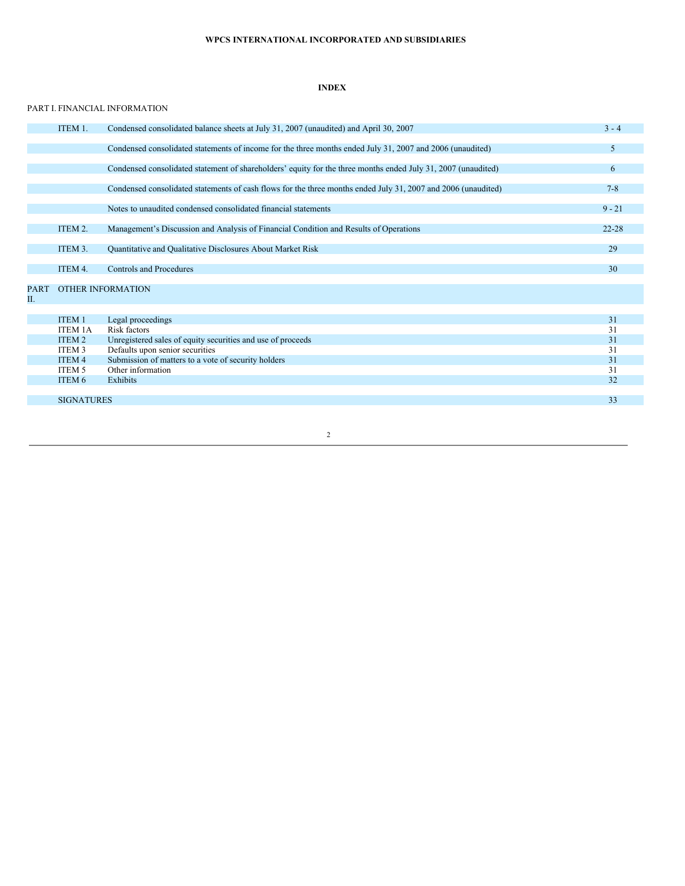**WPCS INTERNATIONAL INCORPORATED AND SUBSIDIARIES**

**INDEX**

PART I. FINANCIAL INFORMATION

| | | | |
|---|---|---|---|
| | ITEM 1. | Condensed consolidated balance sheets at July 31, 2007 (unaudited) and April 30, 2007 | 3 - 4 |
| | | Condensed consolidated statements of income for the three months ended July 31, 2007 and 2006 (unaudited) | 5 |
| | | Condensed consolidated statement of shareholders' equity for the three months ended July 31, 2007 (unaudited) | 6 |
| | | Condensed consolidated statements of cash flows for the three months ended July 31, 2007 and 2006 (unaudited) | 7-8 |
| | | Notes to unaudited condensed consolidated financial statements | 9 - 21 |
| | ITEM 2. | Management's Discussion and Analysis of Financial Condition and Results of Operations | 22-28 |
| | ITEM 3. | Quantitative and Qualitative Disclosures About Market Risk | 29 |
| | ITEM 4. | Controls and Procedures | 30 |
| PART II. | OTHER INFORMATION | | |
| | ITEM 1 | Legal proceedings | 31 |
| | ITEM 1A | Risk factors | 31 |
| | ITEM 2 | Unregistered sales of equity securities and use of proceeds | 31 |
| | ITEM 3 | Defaults upon senior securities | 31 |
| | ITEM 4 | Submission of matters to a vote of security holders | 31 |
| | ITEM 5 | Other information | 31 |
| | ITEM 6 | Exhibits | 32 |
| | SIGNATURES | | 33 |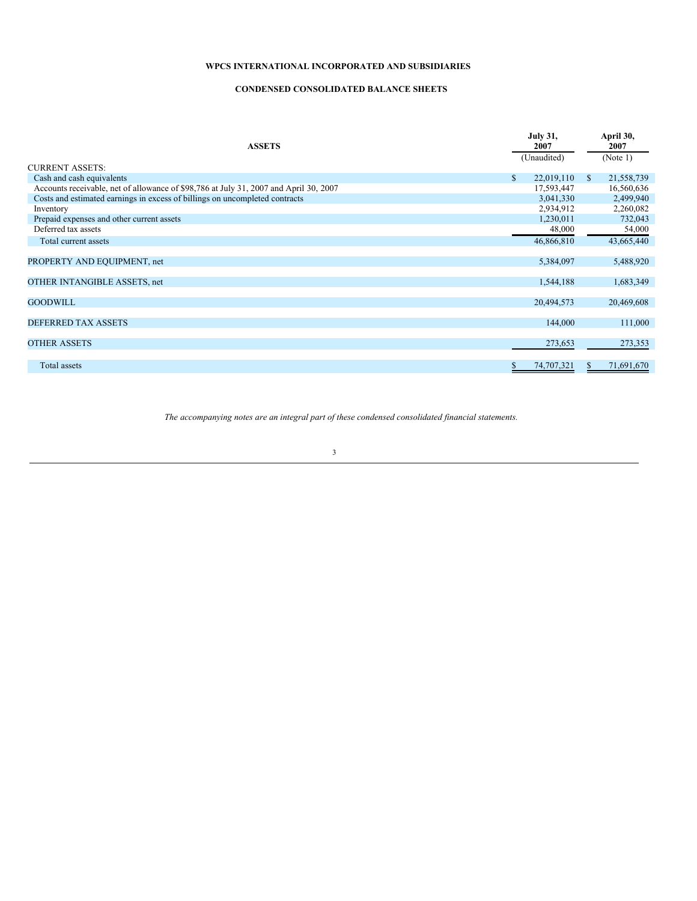**WPCS INTERNATIONAL INCORPORATED AND SUBSIDIARIES**

**CONDENSED CONSOLIDATED BALANCE SHEETS**

| ASSETS | July 31, 2007 (Unaudited) | April 30, 2007 (Note 1) |
|---|---|---|
| CURRENT ASSETS: | | |
| Cash and cash equivalents | $ 22,019,110 | $ 21,558,739 |
| Accounts receivable, net of allowance of $98,786 at July 31, 2007 and April 30, 2007 | 17,593,447 | 16,560,636 |
| Costs and estimated earnings in excess of billings on uncompleted contracts | 3,041,330 | 2,499,940 |
| Inventory | 2,934,912 | 2,260,082 |
| Prepaid expenses and other current assets | 1,230,011 | 732,043 |
| Deferred tax assets | 48,000 | 54,000 |
| Total current assets | 46,866,810 | 43,665,440 |
| PROPERTY AND EQUIPMENT, net | 5,384,097 | 5,488,920 |
| OTHER INTANGIBLE ASSETS, net | 1,544,188 | 1,683,349 |
| GOODWILL | 20,494,573 | 20,469,608 |
| DEFERRED TAX ASSETS | 144,000 | 111,000 |
| OTHER ASSETS | 273,653 | 273,353 |
| Total assets | $ 74,707,321 | $ 71,691,670 |

*The accompanying notes are an integral part of these condensed consolidated financial statements.*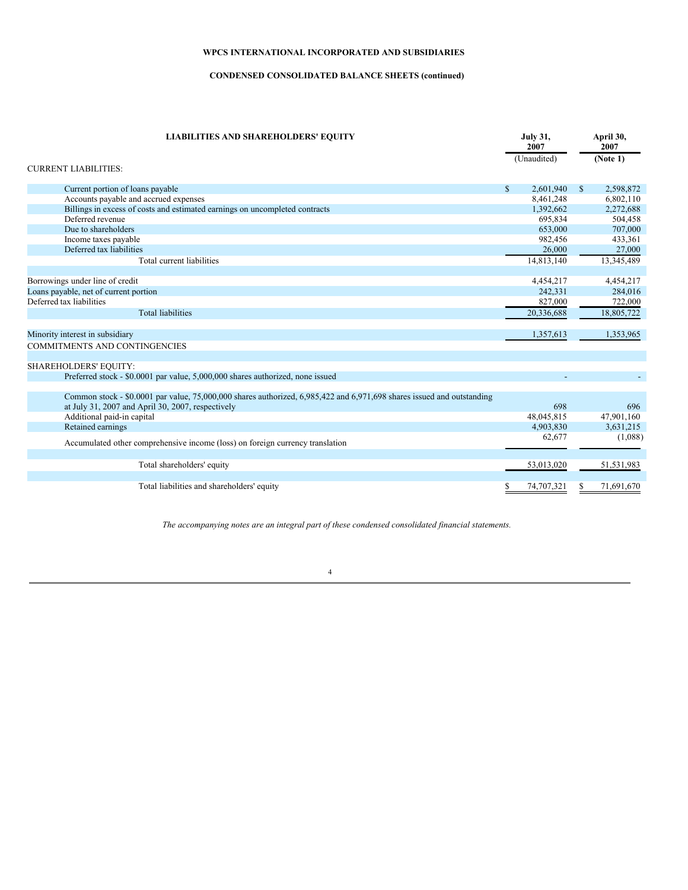**WPCS INTERNATIONAL INCORPORATED AND SUBSIDIARIES**

**CONDENSED CONSOLIDATED BALANCE SHEETS (continued)**

| LIABILITIES AND SHAREHOLDERS' EQUITY | July 31, 2007 | April 30, 2007 |
|---|---|---|
| | (Unaudited) | (Note 1) |
| CURRENT LIABILITIES: | | |
| Current portion of loans payable | $ 2,601,940 | $ 2,598,872 |
| Accounts payable and accrued expenses | 8,461,248 | 6,802,110 |
| Billings in excess of costs and estimated earnings on uncompleted contracts | 1,392,662 | 2,272,688 |
| Deferred revenue | 695,834 | 504,458 |
| Due to shareholders | 653,000 | 707,000 |
| Income taxes payable | 982,456 | 433,361 |
| Deferred tax liabilities | 26,000 | 27,000 |
| Total current liabilities | 14,813,140 | 13,345,489 |
| | | |
| Borrowings under line of credit | 4,454,217 | 4,454,217 |
| Loans payable, net of current portion | 242,331 | 284,016 |
| Deferred tax liabilities | 827,000 | 722,000 |
| Total liabilities | 20,336,688 | 18,805,722 |
| | | |
| Minority interest in subsidiary | 1,357,613 | 1,353,965 |
| COMMITMENTS AND CONTINGENCIES | | |
| | | |
| SHAREHOLDERS' EQUITY: | | |
| Preferred stock - $0.0001 par value, 5,000,000 shares authorized, none issued | - | - |
| | | |
| Common stock - $0.0001 par value, 75,000,000 shares authorized, 6,985,422 and 6,971,698 shares issued and outstanding at July 31, 2007 and April 30, 2007, respectively | 698 | 696 |
| Additional paid-in capital | 48,045,815 | 47,901,160 |
| Retained earnings | 4,903,830 | 3,631,215 |
| Accumulated other comprehensive income (loss) on foreign currency translation | 62,677 | (1,088) |
| | | |
| Total shareholders' equity | 53,013,020 | 51,531,983 |
| | | |
| Total liabilities and shareholders' equity | $ 74,707,321 | $ 71,691,670 |

*The accompanying notes are an integral part of these condensed consolidated financial statements.*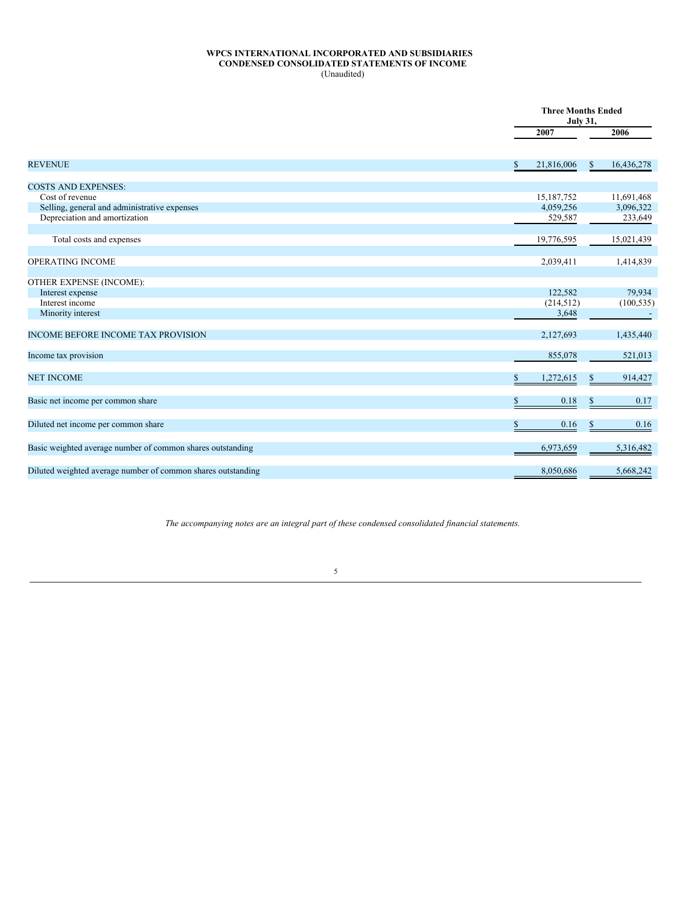# WPCS INTERNATIONAL INCORPORATED AND SUBSIDIARIES
## CONDENSED CONSOLIDATED STATEMENTS OF INCOME
(Unaudited)

| | Three Months Ended July 31, | |
|---|---|---|
| | 2007 | 2006 |
| REVENUE | $ 21,816,006 | $ 16,436,278 |
| COSTS AND EXPENSES: | | |
| Cost of revenue | 15,187,752 | 11,691,468 |
| Selling, general and administrative expenses | 4,059,256 | 3,096,322 |
| Depreciation and amortization | 529,587 | 233,649 |
| Total costs and expenses | 19,776,595 | 15,021,439 |
| OPERATING INCOME | 2,039,411 | 1,414,839 |
| OTHER EXPENSE (INCOME): | | |
| Interest expense | 122,582 | 79,934 |
| Interest income | (214,512) | (100,535) |
| Minority interest | 3,648 | - |
| INCOME BEFORE INCOME TAX PROVISION | 2,127,693 | 1,435,440 |
| Income tax provision | 855,078 | 521,013 |
| NET INCOME | $ 1,272,615 | $ 914,427 |
| Basic net income per common share | $ 0.18 | $ 0.17 |
| Diluted net income per common share | $ 0.16 | $ 0.16 |
| Basic weighted average number of common shares outstanding | 6,973,659 | 5,316,482 |
| Diluted weighted average number of common shares outstanding | 8,050,686 | 5,668,242 |

*The accompanying notes are an integral part of these condensed consolidated financial statements.*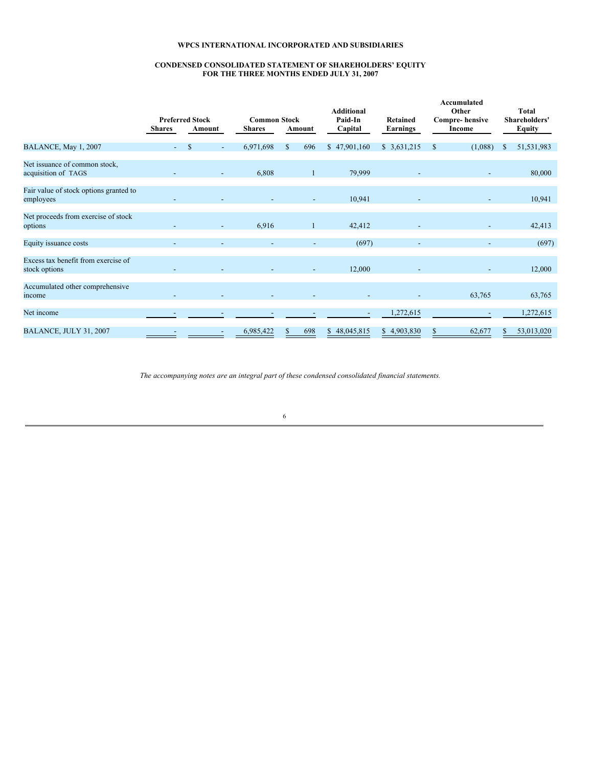# WPCS INTERNATIONAL INCORPORATED AND SUBSIDIARIES

## CONDENSED CONSOLIDATED STATEMENT OF SHAREHOLDERS' EQUITY
## FOR THE THREE MONTHS ENDED JULY 31, 2007

| | Preferred Stock | | Common Stock | | Additional Paid-In Capital | Retained Earnings | Accumulated Other Compre- hensive Income | Total Shareholders' Equity |
|---|---|---|---|---|---|---|---|---|
| | Shares | Amount | Shares | Amount | | | | |
| BALANCE, May 1, 2007 | - | $ - | 6,971,698 | $ 696 | $ 47,901,160 | $ 3,631,215 | $ (1,088) | $ 51,531,983 |
| Net issuance of common stock, acquisition of TAGS | - | - | 6,808 | 1 | 79,999 | - | - | 80,000 |
| Fair value of stock options granted to employees | - | - | - | - | 10,941 | - | - | 10,941 |
| Net proceeds from exercise of stock options | - | - | 6,916 | 1 | 42,412 | - | - | 42,413 |
| Equity issuance costs | - | - | - | - | (697) | - | - | (697) |
| Excess tax benefit from exercise of stock options | - | - | - | - | 12,000 | - | - | 12,000 |
| Accumulated other comprehensive income | - | - | - | - | - | - | 63,765 | 63,765 |
| Net income | - | - | - | - | - | 1,272,615 | - | 1,272,615 |
| BALANCE, JULY 31, 2007 | - | - | 6,985,422 | $ 698 | $ 48,045,815 | $ 4,903,830 | $ 62,677 | $ 53,013,020 |

*The accompanying notes are an integral part of these condensed consolidated financial statements.*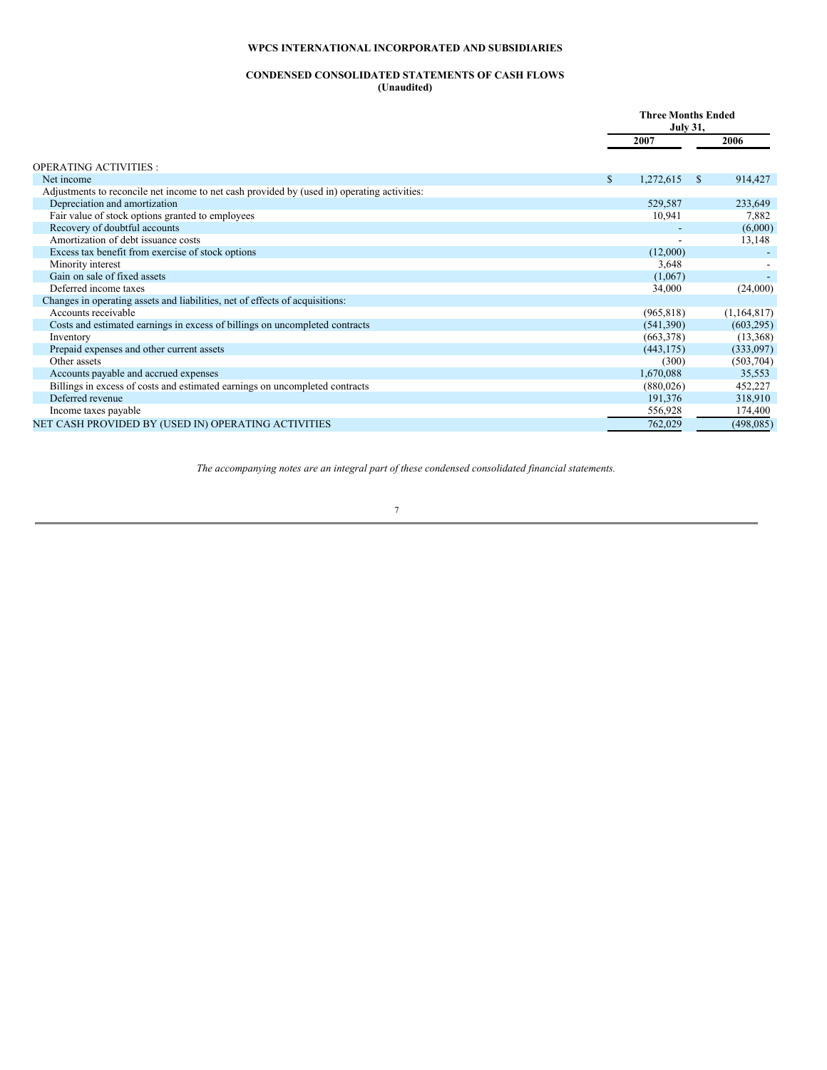**WPCS INTERNATIONAL INCORPORATED AND SUBSIDIARIES**

**CONDENSED CONSOLIDATED STATEMENTS OF CASH FLOWS**
**(Unaudited)**

| | Three Months Ended July 31, | |
|---|---|---|
| | **2007** | **2006** |
| OPERATING ACTIVITIES : | | |
| Net income | $ 1,272,615 | $ 914,427 |
| Adjustments to reconcile net income to net cash provided by (used in) operating activities: | | |
| Depreciation and amortization | 529,587 | 233,649 |
| Fair value of stock options granted to employees | 10,941 | 7,882 |
| Recovery of doubtful accounts | - | (6,000) |
| Amortization of debt issuance costs | - | 13,148 |
| Excess tax benefit from exercise of stock options | (12,000) | - |
| Minority interest | 3,648 | - |
| Gain on sale of fixed assets | (1,067) | - |
| Deferred income taxes | 34,000 | (24,000) |
| Changes in operating assets and liabilities, net of effects of acquisitions: | | |
| Accounts receivable | (965,818) | (1,164,817) |
| Costs and estimated earnings in excess of billings on uncompleted contracts | (541,390) | (603,295) |
| Inventory | (663,378) | (13,368) |
| Prepaid expenses and other current assets | (443,175) | (333,097) |
| Other assets | (300) | (503,704) |
| Accounts payable and accrued expenses | 1,670,088 | 35,553 |
| Billings in excess of costs and estimated earnings on uncompleted contracts | (880,026) | 452,227 |
| Deferred revenue | 191,376 | 318,910 |
| Income taxes payable | 556,928 | 174,400 |
| NET CASH PROVIDED BY (USED IN) OPERATING ACTIVITIES | 762,029 | (498,085) |

*The accompanying notes are an integral part of these condensed consolidated financial statements.*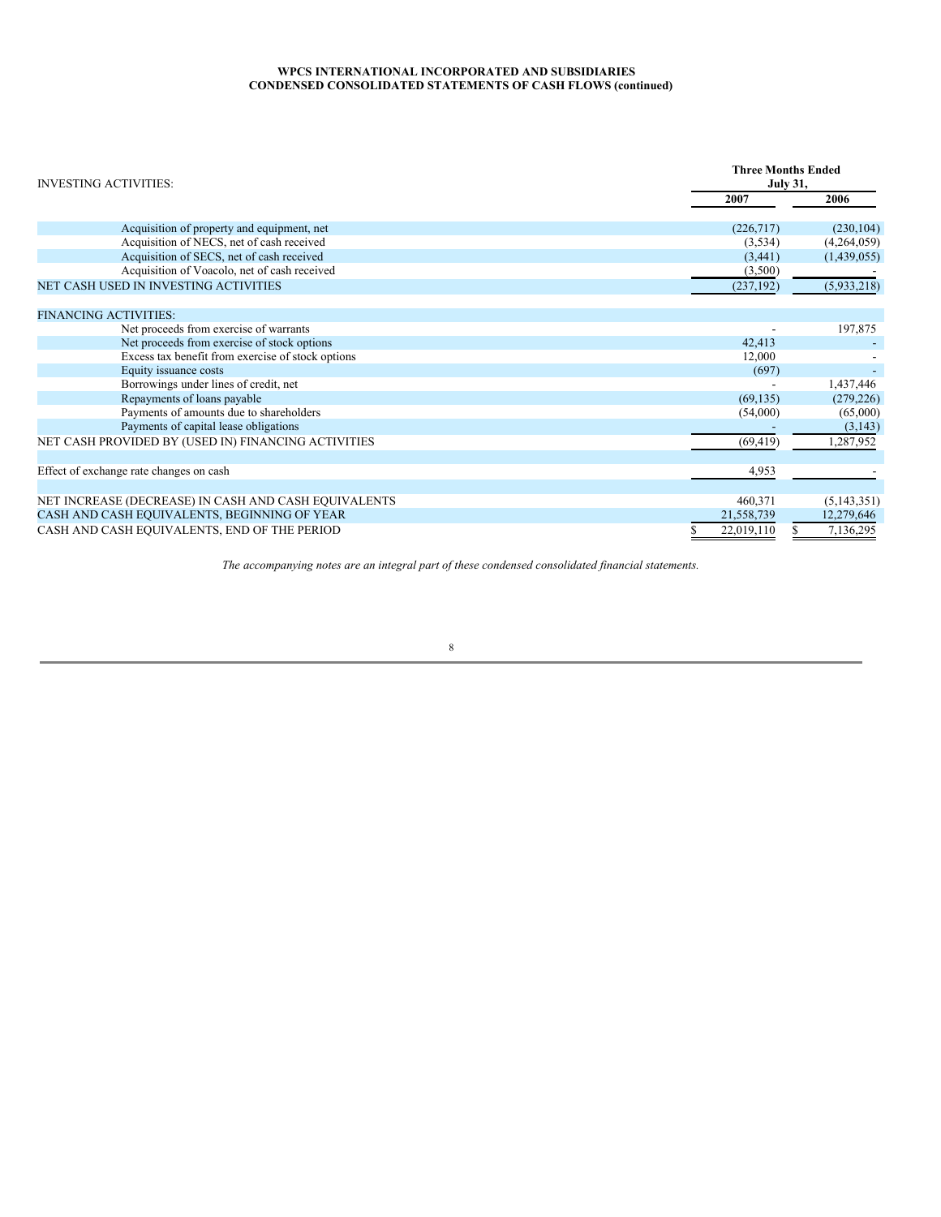**WPCS INTERNATIONAL INCORPORATED AND SUBSIDIARIES**
**CONDENSED CONSOLIDATED STATEMENTS OF CASH FLOWS (continued)**

| | Three Months Ended July 31, | |
|---|---|---|
| | 2007 | 2006 |
| INVESTING ACTIVITIES: | | |
| Acquisition of property and equipment, net | (226,717) | (230,104) |
| Acquisition of NECS, net of cash received | (3,534) | (4,264,059) |
| Acquisition of SECS, net of cash received | (3,441) | (1,439,055) |
| Acquisition of Voacolo, net of cash received | (3,500) | - |
| NET CASH USED IN INVESTING ACTIVITIES | (237,192) | (5,933,218) |
| FINANCING ACTIVITIES: | | |
| Net proceeds from exercise of warrants | - | 197,875 |
| Net proceeds from exercise of stock options | 42,413 | - |
| Excess tax benefit from exercise of stock options | 12,000 | - |
| Equity issuance costs | (697) | - |
| Borrowings under lines of credit, net | - | 1,437,446 |
| Repayments of loans payable | (69,135) | (279,226) |
| Payments of amounts due to shareholders | (54,000) | (65,000) |
| Payments of capital lease obligations | - | (3,143) |
| NET CASH PROVIDED BY (USED IN) FINANCING ACTIVITIES | (69,419) | 1,287,952 |
| Effect of exchange rate changes on cash | 4,953 | - |
| NET INCREASE (DECREASE) IN CASH AND CASH EQUIVALENTS | 460,371 | (5,143,351) |
| CASH AND CASH EQUIVALENTS, BEGINNING OF YEAR | 21,558,739 | 12,279,646 |
| CASH AND CASH EQUIVALENTS, END OF THE PERIOD | $ 22,019,110 | $ 7,136,295 |

*The accompanying notes are an integral part of these condensed consolidated financial statements.*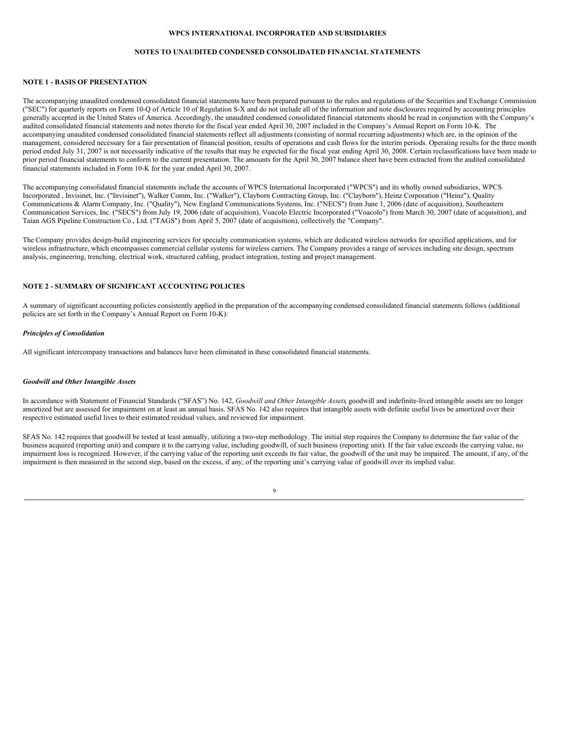**WPCS INTERNATIONAL INCORPORATED AND SUBSIDIARIES**

**NOTES TO UNAUDITED CONDENSED CONSOLIDATED FINANCIAL STATEMENTS**

## NOTE 1 - BASIS OF PRESENTATION

The accompanying unaudited condensed consolidated financial statements have been prepared pursuant to the rules and regulations of the Securities and Exchange Commission ("SEC") for quarterly reports on Form 10-Q of Article 10 of Regulation S-X and do not include all of the information and note disclosures required by accounting principles generally accepted in the United States of America. Accordingly, the unaudited condensed consolidated financial statements should be read in conjunction with the Company's audited consolidated financial statements and notes thereto for the fiscal year ended April 30, 2007 included in the Company's Annual Report on Form 10-K. The accompanying unaudited condensed consolidated financial statements reflect all adjustments (consisting of normal recurring adjustments) which are, in the opinion of the management, considered necessary for a fair presentation of financial position, results of operations and cash flows for the interim periods. Operating results for the three month period ended July 31, 2007 is not necessarily indicative of the results that may be expected for the fiscal year ending April 30, 2008. Certain reclassifications have been made to prior period financial statements to conform to the current presentation. The amounts for the April 30, 2007 balance sheet have been extracted from the audited consolidated financial statements included in Form 10-K for the year ended April 30, 2007.

The accompanying consolidated financial statements include the accounts of WPCS International Incorporated ("WPCS") and its wholly owned subsidiaries, WPCS Incorporated , Invisinet, Inc. ("Invisinet"), Walker Comm, Inc. ("Walker"), Clayborn Contracting Group, Inc. ("Clayborn"), Heinz Corporation ("Heinz"), Quality Communications & Alarm Company, Inc. ("Quality"), New England Communications Systems, Inc. ("NECS") from June 1, 2006 (date of acquisition), Southeastern Communication Services, Inc. ("SECS") from July 19, 2006 (date of acquisition), Voacolo Electric Incorporated ("Voacolo") from March 30, 2007 (date of acquisition), and Taian AGS Pipeline Construction Co., Ltd. ("TAGS") from April 5, 2007 (date of acquisition), collectively the "Company".

The Company provides design-build engineering services for specialty communication systems, which are dedicated wireless networks for specified applications, and for wireless infrastructure, which encompasses commercial cellular systems for wireless carriers. The Company provides a range of services including site design, spectrum analysis, engineering, trenching, electrical work, structured cabling, product integration, testing and project management.

## NOTE 2 - SUMMARY OF SIGNIFICANT ACCOUNTING POLICIES

A summary of significant accounting policies consistently applied in the preparation of the accompanying condensed consolidated financial statements follows (additional policies are set forth in the Company's Annual Report on Form 10-K):

***Principles of Consolidation***

All significant intercompany transactions and balances have been eliminated in these consolidated financial statements.

***Goodwill and Other Intangible Assets***

In accordance with Statement of Financial Standards ("SFAS") No. 142, *Goodwill and Other Intangible Assets*, goodwill and indefinite-lived intangible assets are no longer amortized but are assessed for impairment on at least an annual basis. SFAS No. 142 also requires that intangible assets with definite useful lives be amortized over their respective estimated useful lives to their estimated residual values, and reviewed for impairment.

SFAS No. 142 requires that goodwill be tested at least annually, utilizing a two-step methodology. The initial step requires the Company to determine the fair value of the business acquired (reporting unit) and compare it to the carrying value, including goodwill, of such business (reporting unit). If the fair value exceeds the carrying value, no impairment loss is recognized. However, if the carrying value of the reporting unit exceeds its fair value, the goodwill of the unit may be impaired. The amount, if any, of the impairment is then measured in the second step, based on the excess, if any, of the reporting unit's carrying value of goodwill over its implied value.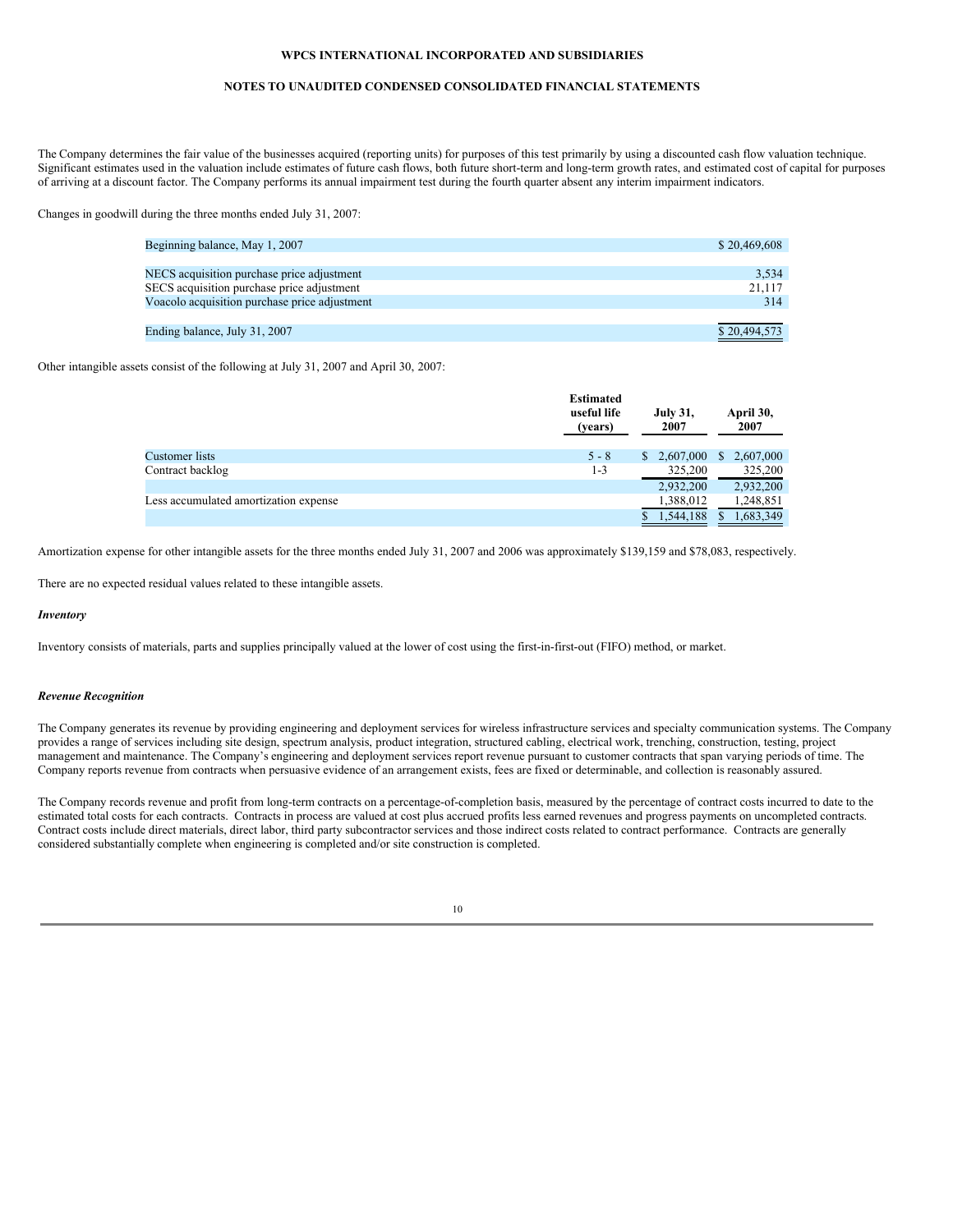**WPCS INTERNATIONAL INCORPORATED AND SUBSIDIARIES**

**NOTES TO UNAUDITED CONDENSED CONSOLIDATED FINANCIAL STATEMENTS**

The Company determines the fair value of the businesses acquired (reporting units) for purposes of this test primarily by using a discounted cash flow valuation technique. Significant estimates used in the valuation include estimates of future cash flows, both future short-term and long-term growth rates, and estimated cost of capital for purposes of arriving at a discount factor. The Company performs its annual impairment test during the fourth quarter absent any interim impairment indicators.

Changes in goodwill during the three months ended July 31, 2007:

| | |
|---|---|
| Beginning balance, May 1, 2007 | $ 20,469,608 |
| | |
| NECS acquisition purchase price adjustment | 3,534 |
| SECS acquisition purchase price adjustment | 21,117 |
| Voacolo acquisition purchase price adjustment | 314 |
| | |
| Ending balance, July 31, 2007 | $ 20,494,573 |

Other intangible assets consist of the following at July 31, 2007 and April 30, 2007:

| | Estimated useful life (years) | July 31, 2007 | April 30, 2007 |
|---|---|---|---|
| Customer lists | 5 - 8 | $ 2,607,000 | $ 2,607,000 |
| Contract backlog | 1-3 | 325,200 | 325,200 |
| | | 2,932,200 | 2,932,200 |
| Less accumulated amortization expense | | 1,388,012 | 1,248,851 |
| | | $ 1,544,188 | $ 1,683,349 |

Amortization expense for other intangible assets for the three months ended July 31, 2007 and 2006 was approximately $139,159 and $78,083, respectively.

There are no expected residual values related to these intangible assets.

***Inventory***

Inventory consists of materials, parts and supplies principally valued at the lower of cost using the first-in-first-out (FIFO) method, or market.

***Revenue Recognition***

The Company generates its revenue by providing engineering and deployment services for wireless infrastructure services and specialty communication systems. The Company provides a range of services including site design, spectrum analysis, product integration, structured cabling, electrical work, trenching, construction, testing, project management and maintenance. The Company's engineering and deployment services report revenue pursuant to customer contracts that span varying periods of time. The Company reports revenue from contracts when persuasive evidence of an arrangement exists, fees are fixed or determinable, and collection is reasonably assured.

The Company records revenue and profit from long-term contracts on a percentage-of-completion basis, measured by the percentage of contract costs incurred to date to the estimated total costs for each contracts. Contracts in process are valued at cost plus accrued profits less earned revenues and progress payments on uncompleted contracts. Contract costs include direct materials, direct labor, third party subcontractor services and those indirect costs related to contract performance. Contracts are generally considered substantially complete when engineering is completed and/or site construction is completed.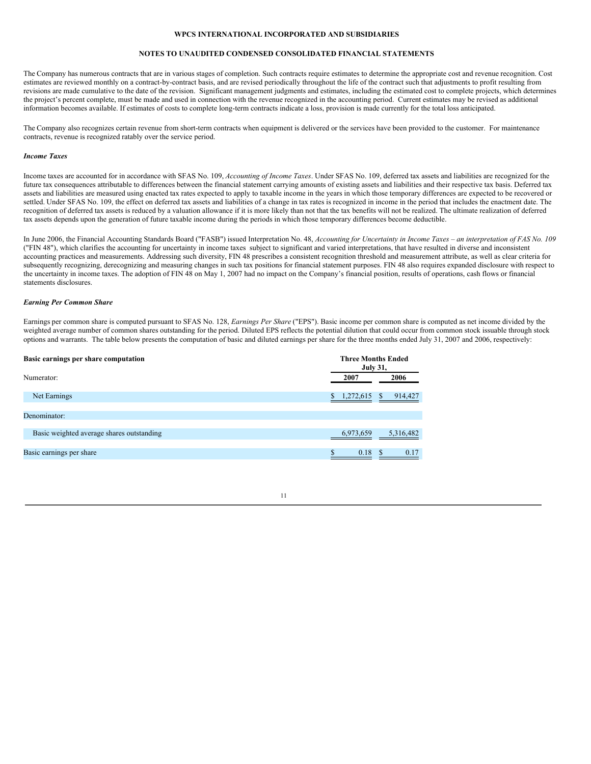The Company has numerous contracts that are in various stages of completion. Such contracts require estimates to determine the appropriate cost and revenue recognition. Cost estimates are reviewed monthly on a contract-by-contract basis, and are revised periodically throughout the life of the contract such that adjustments to profit resulting from revisions are made cumulative to the date of the revision. Significant management judgments and estimates, including the estimated cost to complete projects, which determines the project's percent complete, must be made and used in connection with the revenue recognized in the accounting period. Current estimates may be revised as additional information becomes available. If estimates of costs to complete long-term contracts indicate a loss, provision is made currently for the total loss anticipated.

The Company also recognizes certain revenue from short-term contracts when equipment is delivered or the services have been provided to the customer. For maintenance contracts, revenue is recognized ratably over the service period.

***Income Taxes***

Income taxes are accounted for in accordance with SFAS No. 109, *Accounting of Income Taxes*. Under SFAS No. 109, deferred tax assets and liabilities are recognized for the future tax consequences attributable to differences between the financial statement carrying amounts of existing assets and liabilities and their respective tax basis. Deferred tax assets and liabilities are measured using enacted tax rates expected to apply to taxable income in the years in which those temporary differences are expected to be recovered or settled. Under SFAS No. 109, the effect on deferred tax assets and liabilities of a change in tax rates is recognized in income in the period that includes the enactment date. The recognition of deferred tax assets is reduced by a valuation allowance if it is more likely than not that the tax benefits will not be realized. The ultimate realization of deferred tax assets depends upon the generation of future taxable income during the periods in which those temporary differences become deductible.

In June 2006, the Financial Accounting Standards Board ("FASB") issued Interpretation No. 48, *Accounting for Uncertainty in Income Taxes – an interpretation of FAS No. 109* ("FIN 48"), which clarifies the accounting for uncertainty in income taxes subject to significant and varied interpretations, that have resulted in diverse and inconsistent accounting practices and measurements. Addressing such diversity, FIN 48 prescribes a consistent recognition threshold and measurement attribute, as well as clear criteria for subsequently recognizing, derecognizing and measuring changes in such tax positions for financial statement purposes. FIN 48 also requires expanded disclosure with respect to the uncertainty in income taxes. The adoption of FIN 48 on May 1, 2007 had no impact on the Company's financial position, results of operations, cash flows or financial statements disclosures.

***Earning Per Common Share***

Earnings per common share is computed pursuant to SFAS No. 128, *Earnings Per Share* ("EPS"). Basic income per common share is computed as net income divided by the weighted average number of common shares outstanding for the period. Diluted EPS reflects the potential dilution that could occur from common stock issuable through stock options and warrants. The table below presents the computation of basic and diluted earnings per share for the three months ended July 31, 2007 and 2006, respectively:

| **Basic earnings per share computation** | **Three Months Ended July 31,** | |
|---|---|---|
| Numerator: | **2007** | **2006** |
| Net Earnings | $ 1,272,615 | $ 914,427 |
| Denominator: | | |
| Basic weighted average shares outstanding | 6,973,659 | 5,316,482 |
| Basic earnings per share | $ 0.18 | $ 0.17 |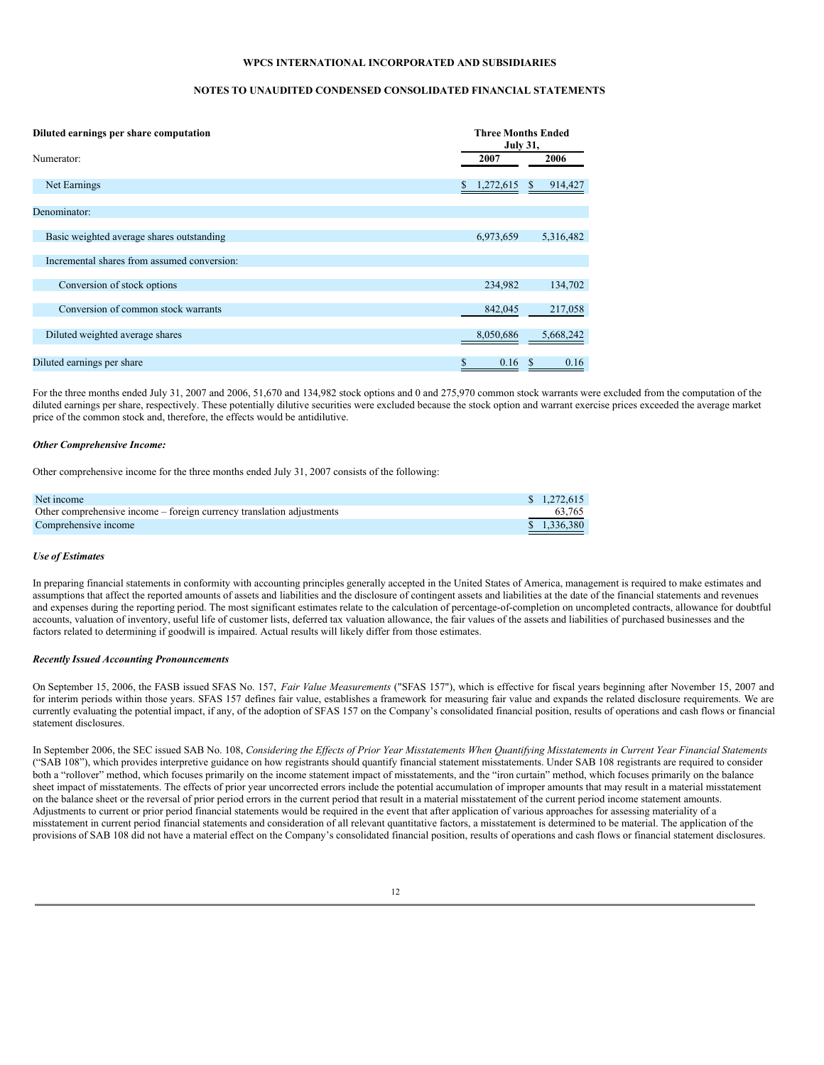**WPCS INTERNATIONAL INCORPORATED AND SUBSIDIARIES**

**NOTES TO UNAUDITED CONDENSED CONSOLIDATED FINANCIAL STATEMENTS**

| **Diluted earnings per share computation** | **Three Months Ended July 31,** | |
|---|---|---|
| Numerator: | **2007** | **2006** |
| Net Earnings | $ 1,272,615 | $ 914,427 |
| Denominator: | | |
| Basic weighted average shares outstanding | 6,973,659 | 5,316,482 |
| Incremental shares from assumed conversion: | | |
| Conversion of stock options | 234,982 | 134,702 |
| Conversion of common stock warrants | 842,045 | 217,058 |
| Diluted weighted average shares | 8,050,686 | 5,668,242 |
| Diluted earnings per share | $ 0.16 | $ 0.16 |

For the three months ended July 31, 2007 and 2006, 51,670 and 134,982 stock options and 0 and 275,970 common stock warrants were excluded from the computation of the diluted earnings per share, respectively. These potentially dilutive securities were excluded because the stock option and warrant exercise prices exceeded the average market price of the common stock and, therefore, the effects would be antidilutive.

***Other Comprehensive Income:***

Other comprehensive income for the three months ended July 31, 2007 consists of the following:

| | |
|---|---|
| Net income | $ 1,272,615 |
| Other comprehensive income – foreign currency translation adjustments | 63,765 |
| Comprehensive income | $ 1,336,380 |

***Use of Estimates***

In preparing financial statements in conformity with accounting principles generally accepted in the United States of America, management is required to make estimates and assumptions that affect the reported amounts of assets and liabilities and the disclosure of contingent assets and liabilities at the date of the financial statements and revenues and expenses during the reporting period. The most significant estimates relate to the calculation of percentage-of-completion on uncompleted contracts, allowance for doubtful accounts, valuation of inventory, useful life of customer lists, deferred tax valuation allowance, the fair values of the assets and liabilities of purchased businesses and the factors related to determining if goodwill is impaired. Actual results will likely differ from those estimates.

***Recently Issued Accounting Pronouncements***

On September 15, 2006, the FASB issued SFAS No. 157, *Fair Value Measurements* ("SFAS 157"), which is effective for fiscal years beginning after November 15, 2007 and for interim periods within those years. SFAS 157 defines fair value, establishes a framework for measuring fair value and expands the related disclosure requirements. We are currently evaluating the potential impact, if any, of the adoption of SFAS 157 on the Company's consolidated financial position, results of operations and cash flows or financial statement disclosures.

In September 2006, the SEC issued SAB No. 108, *Considering the Effects of Prior Year Misstatements When Quantifying Misstatements in Current Year Financial Statements* ("SAB 108"), which provides interpretive guidance on how registrants should quantify financial statement misstatements. Under SAB 108 registrants are required to consider both a "rollover" method, which focuses primarily on the income statement impact of misstatements, and the "iron curtain" method, which focuses primarily on the balance sheet impact of misstatements. The effects of prior year uncorrected errors include the potential accumulation of improper amounts that may result in a material misstatement on the balance sheet or the reversal of prior period errors in the current period that result in a material misstatement of the current period income statement amounts. Adjustments to current or prior period financial statements would be required in the event that after application of various approaches for assessing materiality of a misstatement in current period financial statements and consideration of all relevant quantitative factors, a misstatement is determined to be material. The application of the provisions of SAB 108 did not have a material effect on the Company's consolidated financial position, results of operations and cash flows or financial statement disclosures.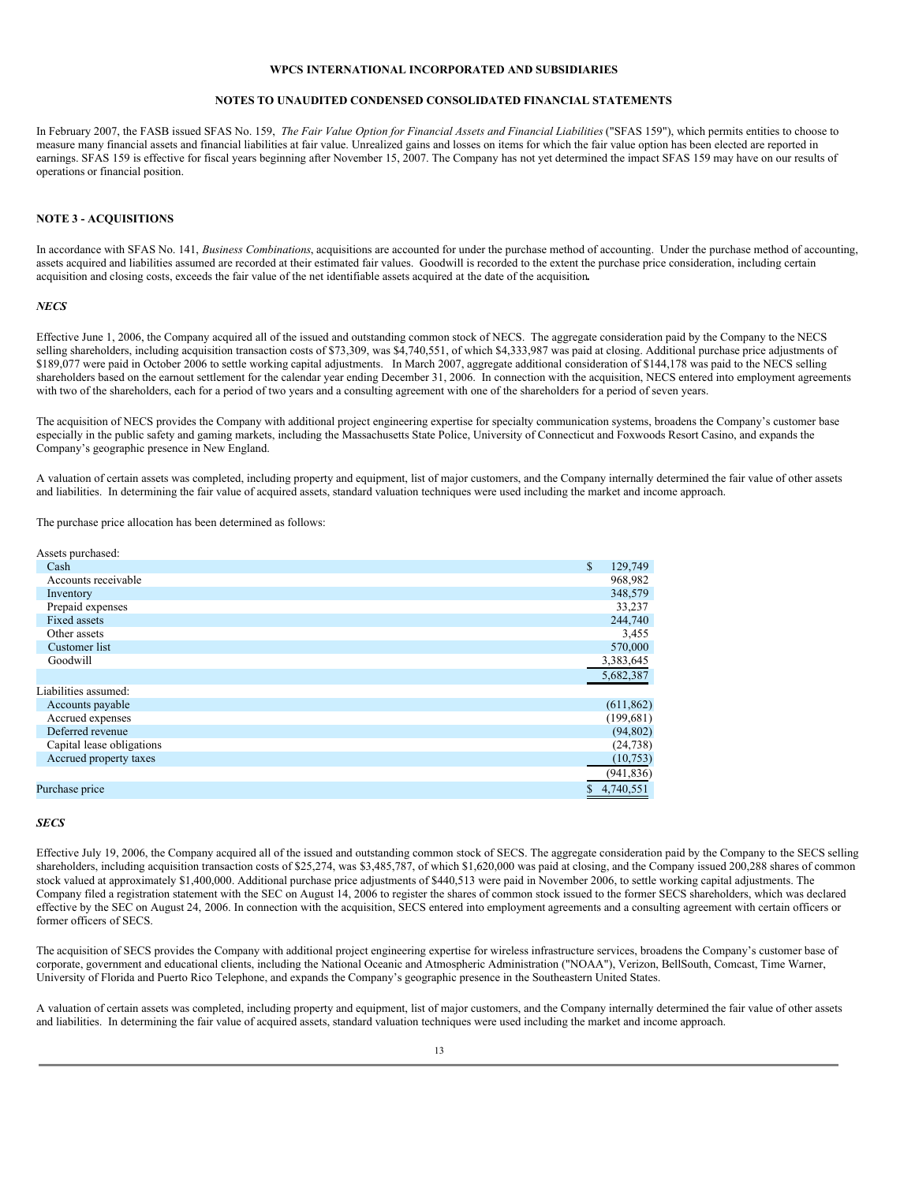**WPCS INTERNATIONAL INCORPORATED AND SUBSIDIARIES**

**NOTES TO UNAUDITED CONDENSED CONSOLIDATED FINANCIAL STATEMENTS**

In February 2007, the FASB issued SFAS No. 159, *The Fair Value Option for Financial Assets and Financial Liabilities* ("SFAS 159"), which permits entities to choose to measure many financial assets and financial liabilities at fair value. Unrealized gains and losses on items for which the fair value option has been elected are reported in earnings. SFAS 159 is effective for fiscal years beginning after November 15, 2007. The Company has not yet determined the impact SFAS 159 may have on our results of operations or financial position.

## NOTE 3 - ACQUISITIONS

In accordance with SFAS No. 141, *Business Combinations*, acquisitions are accounted for under the purchase method of accounting. Under the purchase method of accounting, assets acquired and liabilities assumed are recorded at their estimated fair values. Goodwill is recorded to the extent the purchase price consideration, including certain acquisition and closing costs, exceeds the fair value of the net identifiable assets acquired at the date of the acquisition**.**

### *NECS*

Effective June 1, 2006, the Company acquired all of the issued and outstanding common stock of NECS. The aggregate consideration paid by the Company to the NECS selling shareholders, including acquisition transaction costs of $73,309, was $4,740,551, of which $4,333,987 was paid at closing. Additional purchase price adjustments of $189,077 were paid in October 2006 to settle working capital adjustments. In March 2007, aggregate additional consideration of $144,178 was paid to the NECS selling shareholders based on the earnout settlement for the calendar year ending December 31, 2006. In connection with the acquisition, NECS entered into employment agreements with two of the shareholders, each for a period of two years and a consulting agreement with one of the shareholders for a period of seven years.

The acquisition of NECS provides the Company with additional project engineering expertise for specialty communication systems, broadens the Company's customer base especially in the public safety and gaming markets, including the Massachusetts State Police, University of Connecticut and Foxwoods Resort Casino, and expands the Company's geographic presence in New England.

A valuation of certain assets was completed, including property and equipment, list of major customers, and the Company internally determined the fair value of other assets and liabilities. In determining the fair value of acquired assets, standard valuation techniques were used including the market and income approach.

The purchase price allocation has been determined as follows:

| | |
|---|---|
| Assets purchased: | |
| Cash | $ 129,749 |
| Accounts receivable | 968,982 |
| Inventory | 348,579 |
| Prepaid expenses | 33,237 |
| Fixed assets | 244,740 |
| Other assets | 3,455 |
| Customer list | 570,000 |
| Goodwill | 3,383,645 |
| | 5,682,387 |
| Liabilities assumed: | |
| Accounts payable | (611,862) |
| Accrued expenses | (199,681) |
| Deferred revenue | (94,802) |
| Capital lease obligations | (24,738) |
| Accrued property taxes | (10,753) |
| | (941,836) |
| Purchase price | $ 4,740,551 |

### *SECS*

Effective July 19, 2006, the Company acquired all of the issued and outstanding common stock of SECS. The aggregate consideration paid by the Company to the SECS selling shareholders, including acquisition transaction costs of $25,274, was $3,485,787, of which $1,620,000 was paid at closing, and the Company issued 200,288 shares of common stock valued at approximately $1,400,000. Additional purchase price adjustments of $440,513 were paid in November 2006, to settle working capital adjustments. The Company filed a registration statement with the SEC on August 14, 2006 to register the shares of common stock issued to the former SECS shareholders, which was declared effective by the SEC on August 24, 2006. In connection with the acquisition, SECS entered into employment agreements and a consulting agreement with certain officers or former officers of SECS.

The acquisition of SECS provides the Company with additional project engineering expertise for wireless infrastructure services, broadens the Company's customer base of corporate, government and educational clients, including the National Oceanic and Atmospheric Administration ("NOAA"), Verizon, BellSouth, Comcast, Time Warner, University of Florida and Puerto Rico Telephone, and expands the Company's geographic presence in the Southeastern United States.

A valuation of certain assets was completed, including property and equipment, list of major customers, and the Company internally determined the fair value of other assets and liabilities. In determining the fair value of acquired assets, standard valuation techniques were used including the market and income approach.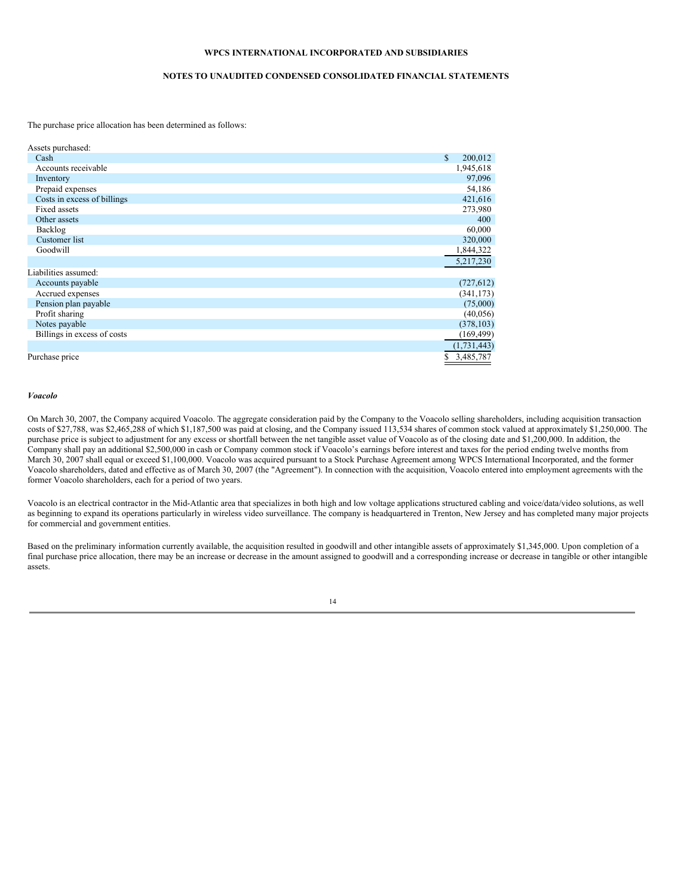The purchase price allocation has been determined as follows:

| | |
|---|---|
| Assets purchased: | |
| Cash | $ 200,012 |
| Accounts receivable | 1,945,618 |
| Inventory | 97,096 |
| Prepaid expenses | 54,186 |
| Costs in excess of billings | 421,616 |
| Fixed assets | 273,980 |
| Other assets | 400 |
| Backlog | 60,000 |
| Customer list | 320,000 |
| Goodwill | 1,844,322 |
| | 5,217,230 |
| Liabilities assumed: | |
| Accounts payable | (727,612) |
| Accrued expenses | (341,173) |
| Pension plan payable | (75,000) |
| Profit sharing | (40,056) |
| Notes payable | (378,103) |
| Billings in excess of costs | (169,499) |
| | (1,731,443) |
| Purchase price | $ 3,485,787 |

***Voacolo***

On March 30, 2007, the Company acquired Voacolo. The aggregate consideration paid by the Company to the Voacolo selling shareholders, including acquisition transaction costs of $27,788, was $2,465,288 of which $1,187,500 was paid at closing, and the Company issued 113,534 shares of common stock valued at approximately $1,250,000. The purchase price is subject to adjustment for any excess or shortfall between the net tangible asset value of Voacolo as of the closing date and $1,200,000. In addition, the Company shall pay an additional $2,500,000 in cash or Company common stock if Voacolo's earnings before interest and taxes for the period ending twelve months from March 30, 2007 shall equal or exceed $1,100,000. Voacolo was acquired pursuant to a Stock Purchase Agreement among WPCS International Incorporated, and the former Voacolo shareholders, dated and effective as of March 30, 2007 (the "Agreement"). In connection with the acquisition, Voacolo entered into employment agreements with the former Voacolo shareholders, each for a period of two years.

Voacolo is an electrical contractor in the Mid-Atlantic area that specializes in both high and low voltage applications structured cabling and voice/data/video solutions, as well as beginning to expand its operations particularly in wireless video surveillance. The company is headquartered in Trenton, New Jersey and has completed many major projects for commercial and government entities.

Based on the preliminary information currently available, the acquisition resulted in goodwill and other intangible assets of approximately $1,345,000. Upon completion of a final purchase price allocation, there may be an increase or decrease in the amount assigned to goodwill and a corresponding increase or decrease in tangible or other intangible assets.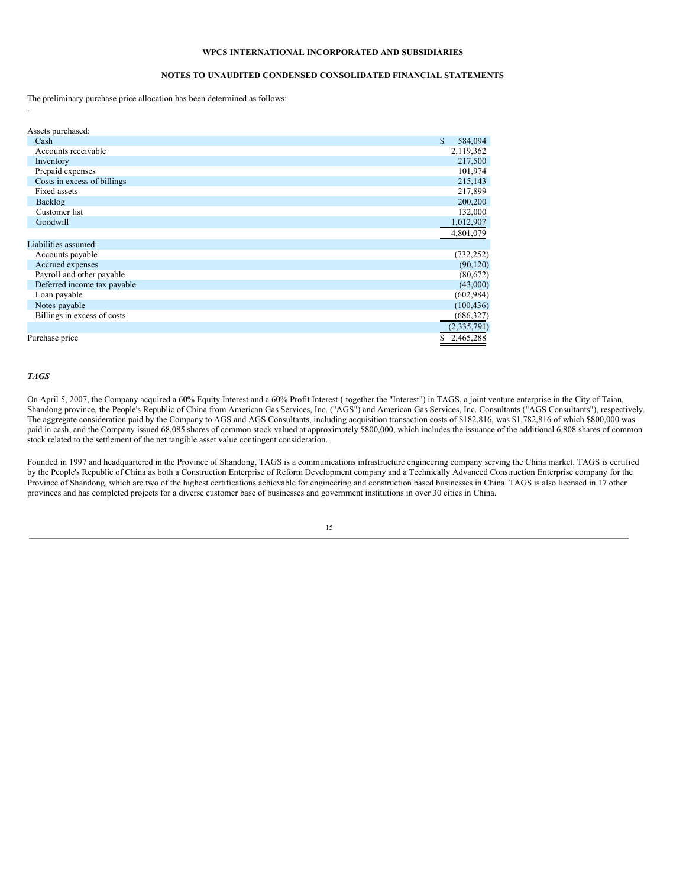The preliminary purchase price allocation has been determined as follows:

.

| | |
|---|---|
| Assets purchased: | |
| Cash | $ 584,094 |
| Accounts receivable | 2,119,362 |
| Inventory | 217,500 |
| Prepaid expenses | 101,974 |
| Costs in excess of billings | 215,143 |
| Fixed assets | 217,899 |
| Backlog | 200,200 |
| Customer list | 132,000 |
| Goodwill | 1,012,907 |
| | 4,801,079 |
| Liabilities assumed: | |
| Accounts payable | (732,252) |
| Accrued expenses | (90,120) |
| Payroll and other payable | (80,672) |
| Deferred income tax payable | (43,000) |
| Loan payable | (602,984) |
| Notes payable | (100,436) |
| Billings in excess of costs | (686,327) |
| | (2,335,791) |
| Purchase price | $ 2,465,288 |

***TAGS***

On April 5, 2007, the Company acquired a 60% Equity Interest and a 60% Profit Interest ( together the "Interest") in TAGS, a joint venture enterprise in the City of Taian, Shandong province, the People's Republic of China from American Gas Services, Inc. ("AGS") and American Gas Services, Inc. Consultants ("AGS Consultants"), respectively. The aggregate consideration paid by the Company to AGS and AGS Consultants, including acquisition transaction costs of $182,816, was $1,782,816 of which $800,000 was paid in cash, and the Company issued 68,085 shares of common stock valued at approximately $800,000, which includes the issuance of the additional 6,808 shares of common stock related to the settlement of the net tangible asset value contingent consideration.

Founded in 1997 and headquartered in the Province of Shandong, TAGS is a communications infrastructure engineering company serving the China market. TAGS is certified by the People's Republic of China as both a Construction Enterprise of Reform Development company and a Technically Advanced Construction Enterprise company for the Province of Shandong, which are two of the highest certifications achievable for engineering and construction based businesses in China. TAGS is also licensed in 17 other provinces and has completed projects for a diverse customer base of businesses and government institutions in over 30 cities in China.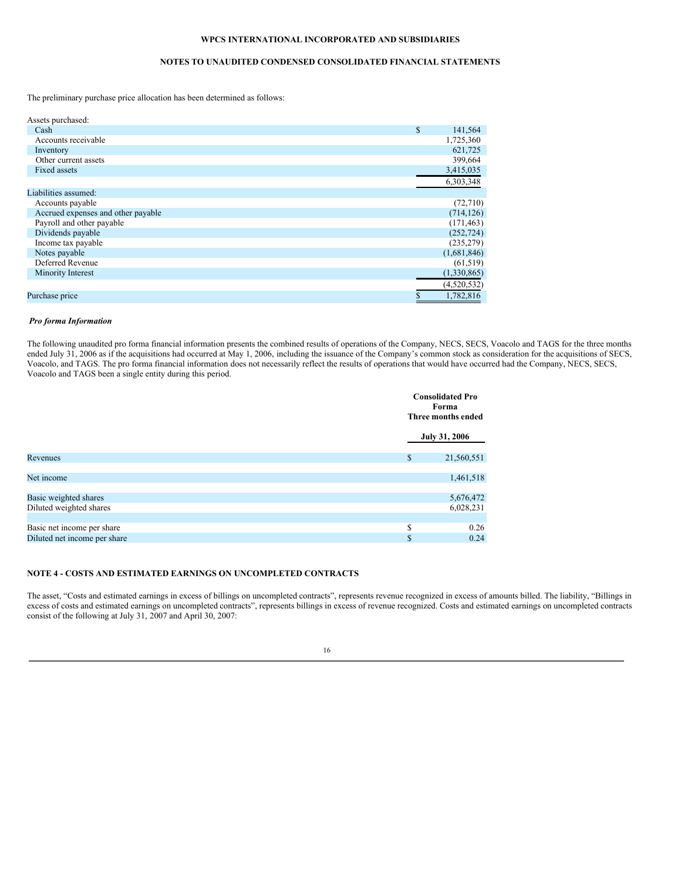The preliminary purchase price allocation has been determined as follows:

| | |
|---|---|
| Assets purchased: | |
| Cash | $ 141,564 |
| Accounts receivable | 1,725,360 |
| Inventory | 621,725 |
| Other current assets | 399,664 |
| Fixed assets | 3,415,035 |
| | 6,303,348 |
| Liabilities assumed: | |
| Accounts payable | (72,710) |
| Accrued expenses and other payable | (714,126) |
| Payroll and other payable | (171,463) |
| Dividends payable | (252,724) |
| Income tax payable | (235,279) |
| Notes payable | (1,681,846) |
| Deferred Revenue | (61,519) |
| Minority Interest | (1,330,865) |
| | (4,520,532) |
| Purchase price | $ 1,782,816 |

***Pro forma Information***

The following unaudited pro forma financial information presents the combined results of operations of the Company, NECS, SECS, Voacolo and TAGS for the three months ended July 31, 2006 as if the acquisitions had occurred at May 1, 2006, including the issuance of the Company's common stock as consideration for the acquisitions of SECS, Voacolo, and TAGS. The pro forma financial information does not necessarily reflect the results of operations that would have occurred had the Company, NECS, SECS, Voacolo and TAGS been a single entity during this period.

| | Consolidated Pro Forma Three months ended July 31, 2006 |
|---|---|
| Revenues | $ 21,560,551 |
| Net income | 1,461,518 |
| Basic weighted shares | 5,676,472 |
| Diluted weighted shares | 6,028,231 |
| Basic net income per share | $ 0.26 |
| Diluted net income per share | $ 0.24 |

## NOTE 4 - COSTS AND ESTIMATED EARNINGS ON UNCOMPLETED CONTRACTS

The asset, "Costs and estimated earnings in excess of billings on uncompleted contracts", represents revenue recognized in excess of amounts billed. The liability, "Billings in excess of costs and estimated earnings on uncompleted contracts", represents billings in excess of revenue recognized. Costs and estimated earnings on uncompleted contracts consist of the following at July 31, 2007 and April 30, 2007: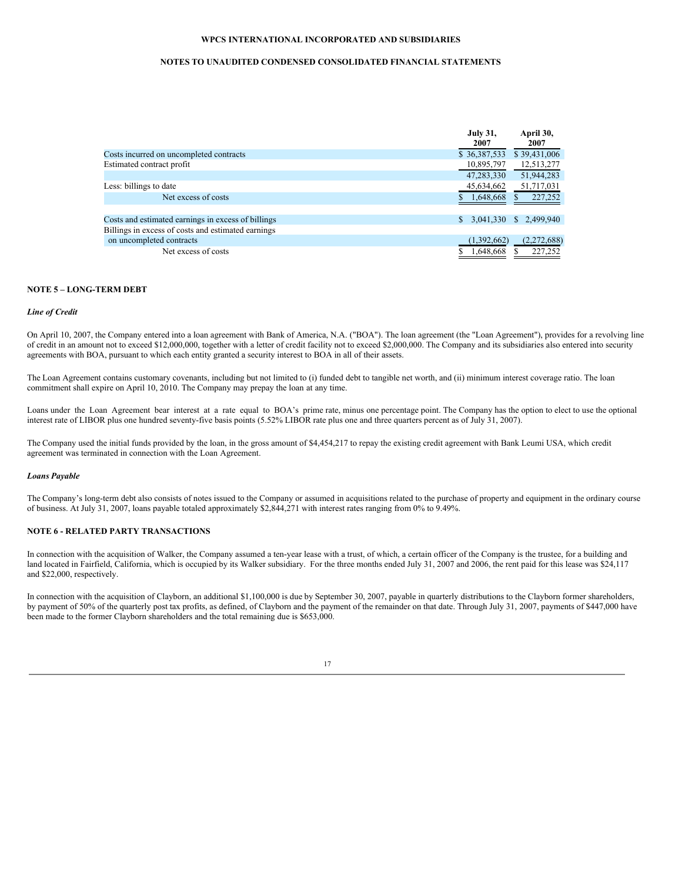| | July 31, 2007 | April 30, 2007 |
|---|---|---|
| Costs incurred on uncompleted contracts | $ 36,387,533 | $ 39,431,006 |
| Estimated contract profit | 10,895,797 | 12,513,277 |
| | 47,283,330 | 51,944,283 |
| Less: billings to date | 45,634,662 | 51,717,031 |
| Net excess of costs | $ 1,648,668 | $ 227,252 |
| | | |
| Costs and estimated earnings in excess of billings | $ 3,041,330 | $ 2,499,940 |
| Billings in excess of costs and estimated earnings on uncompleted contracts | (1,392,662) | (2,272,688) |
| Net excess of costs | $ 1,648,668 | $ 227,252 |

## NOTE 5 – LONG-TERM DEBT

### *Line of Credit*

On April 10, 2007, the Company entered into a loan agreement with Bank of America, N.A. ("BOA"). The loan agreement (the "Loan Agreement"), provides for a revolving line of credit in an amount not to exceed $12,000,000, together with a letter of credit facility not to exceed $2,000,000. The Company and its subsidiaries also entered into security agreements with BOA, pursuant to which each entity granted a security interest to BOA in all of their assets.

The Loan Agreement contains customary covenants, including but not limited to (i) funded debt to tangible net worth, and (ii) minimum interest coverage ratio. The loan commitment shall expire on April 10, 2010. The Company may prepay the loan at any time.

Loans under the Loan Agreement bear interest at a rate equal to BOA's prime rate, minus one percentage point. The Company has the option to elect to use the optional interest rate of LIBOR plus one hundred seventy-five basis points (5.52% LIBOR rate plus one and three quarters percent as of July 31, 2007).

The Company used the initial funds provided by the loan, in the gross amount of $4,454,217 to repay the existing credit agreement with Bank Leumi USA, which credit agreement was terminated in connection with the Loan Agreement.

### *Loans Payable*

The Company's long-term debt also consists of notes issued to the Company or assumed in acquisitions related to the purchase of property and equipment in the ordinary course of business. At July 31, 2007, loans payable totaled approximately $2,844,271 with interest rates ranging from 0% to 9.49%.

## NOTE 6 - RELATED PARTY TRANSACTIONS

In connection with the acquisition of Walker, the Company assumed a ten-year lease with a trust, of which, a certain officer of the Company is the trustee, for a building and land located in Fairfield, California, which is occupied by its Walker subsidiary. For the three months ended July 31, 2007 and 2006, the rent paid for this lease was $24,117 and $22,000, respectively.

In connection with the acquisition of Clayborn, an additional $1,100,000 is due by September 30, 2007, payable in quarterly distributions to the Clayborn former shareholders, by payment of 50% of the quarterly post tax profits, as defined, of Clayborn and the payment of the remainder on that date. Through July 31, 2007, payments of $447,000 have been made to the former Clayborn shareholders and the total remaining due is $653,000.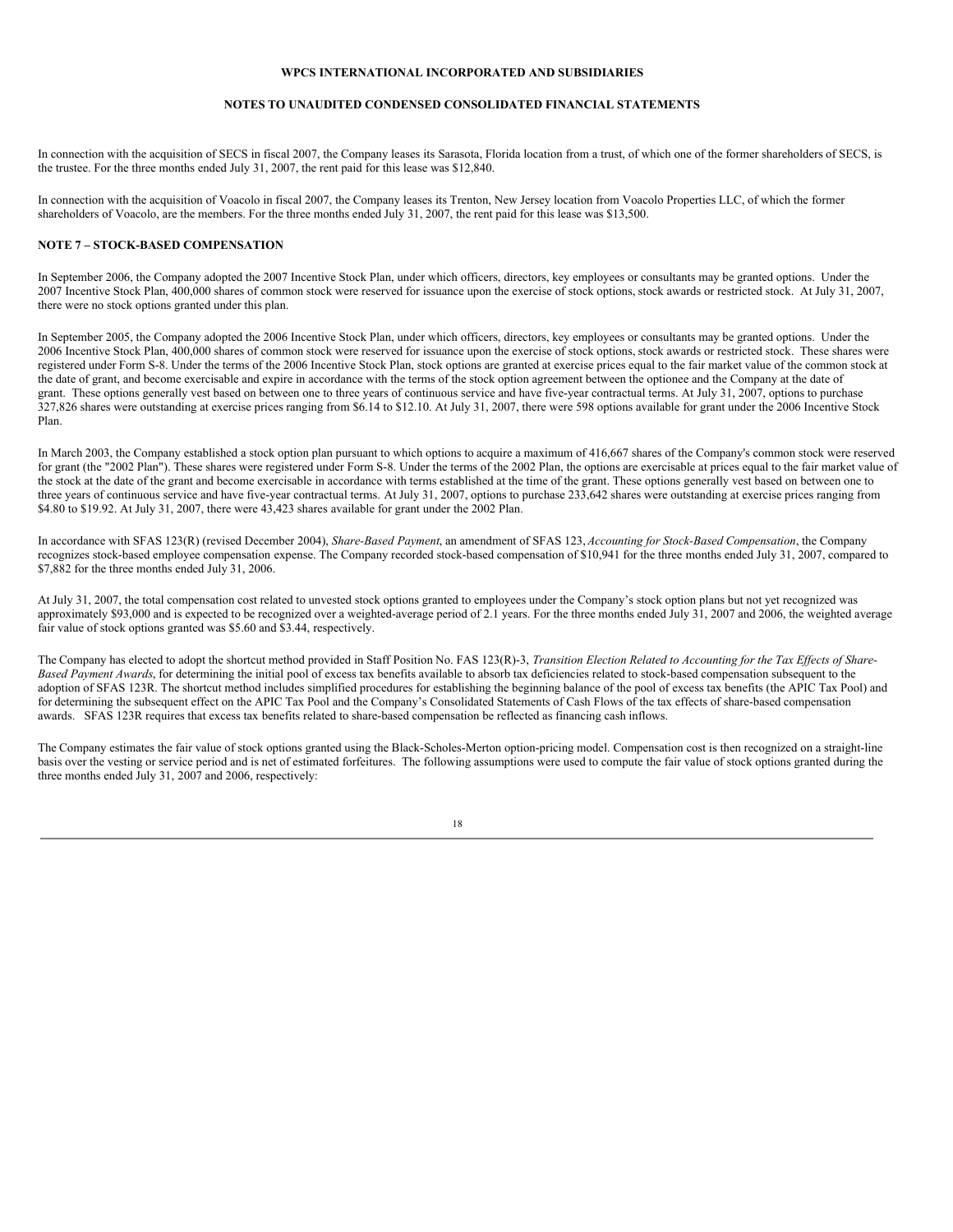In connection with the acquisition of SECS in fiscal 2007, the Company leases its Sarasota, Florida location from a trust, of which one of the former shareholders of SECS, is the trustee. For the three months ended July 31, 2007, the rent paid for this lease was $12,840.

In connection with the acquisition of Voacolo in fiscal 2007, the Company leases its Trenton, New Jersey location from Voacolo Properties LLC, of which the former shareholders of Voacolo, are the members. For the three months ended July 31, 2007, the rent paid for this lease was $13,500.

## NOTE 7 – STOCK-BASED COMPENSATION

In September 2006, the Company adopted the 2007 Incentive Stock Plan, under which officers, directors, key employees or consultants may be granted options. Under the 2007 Incentive Stock Plan, 400,000 shares of common stock were reserved for issuance upon the exercise of stock options, stock awards or restricted stock. At July 31, 2007, there were no stock options granted under this plan.

In September 2005, the Company adopted the 2006 Incentive Stock Plan, under which officers, directors, key employees or consultants may be granted options. Under the 2006 Incentive Stock Plan, 400,000 shares of common stock were reserved for issuance upon the exercise of stock options, stock awards or restricted stock. These shares were registered under Form S-8. Under the terms of the 2006 Incentive Stock Plan, stock options are granted at exercise prices equal to the fair market value of the common stock at the date of grant, and become exercisable and expire in accordance with the terms of the stock option agreement between the optionee and the Company at the date of grant. These options generally vest based on between one to three years of continuous service and have five-year contractual terms. At July 31, 2007, options to purchase 327,826 shares were outstanding at exercise prices ranging from $6.14 to $12.10. At July 31, 2007, there were 598 options available for grant under the 2006 Incentive Stock Plan.

In March 2003, the Company established a stock option plan pursuant to which options to acquire a maximum of 416,667 shares of the Company's common stock were reserved for grant (the "2002 Plan"). These shares were registered under Form S-8. Under the terms of the 2002 Plan, the options are exercisable at prices equal to the fair market value of the stock at the date of the grant and become exercisable in accordance with terms established at the time of the grant. These options generally vest based on between one to three years of continuous service and have five-year contractual terms. At July 31, 2007, options to purchase 233,642 shares were outstanding at exercise prices ranging from $4.80 to $19.92. At July 31, 2007, there were 43,423 shares available for grant under the 2002 Plan.

In accordance with SFAS 123(R) (revised December 2004), *Share-Based Payment*, an amendment of SFAS 123, *Accounting for Stock-Based Compensation*, the Company recognizes stock-based employee compensation expense. The Company recorded stock-based compensation of $10,941 for the three months ended July 31, 2007, compared to $7,882 for the three months ended July 31, 2006.

At July 31, 2007, the total compensation cost related to unvested stock options granted to employees under the Company's stock option plans but not yet recognized was approximately $93,000 and is expected to be recognized over a weighted-average period of 2.1 years. For the three months ended July 31, 2007 and 2006, the weighted average fair value of stock options granted was $5.60 and $3.44, respectively.

The Company has elected to adopt the shortcut method provided in Staff Position No. FAS 123(R)-3, *Transition Election Related to Accounting for the Tax Effects of Share-Based Payment Awards*, for determining the initial pool of excess tax benefits available to absorb tax deficiencies related to stock-based compensation subsequent to the adoption of SFAS 123R. The shortcut method includes simplified procedures for establishing the beginning balance of the pool of excess tax benefits (the APIC Tax Pool) and for determining the subsequent effect on the APIC Tax Pool and the Company's Consolidated Statements of Cash Flows of the tax effects of share-based compensation awards. SFAS 123R requires that excess tax benefits related to share-based compensation be reflected as financing cash inflows.

The Company estimates the fair value of stock options granted using the Black-Scholes-Merton option-pricing model. Compensation cost is then recognized on a straight-line basis over the vesting or service period and is net of estimated forfeitures. The following assumptions were used to compute the fair value of stock options granted during the three months ended July 31, 2007 and 2006, respectively: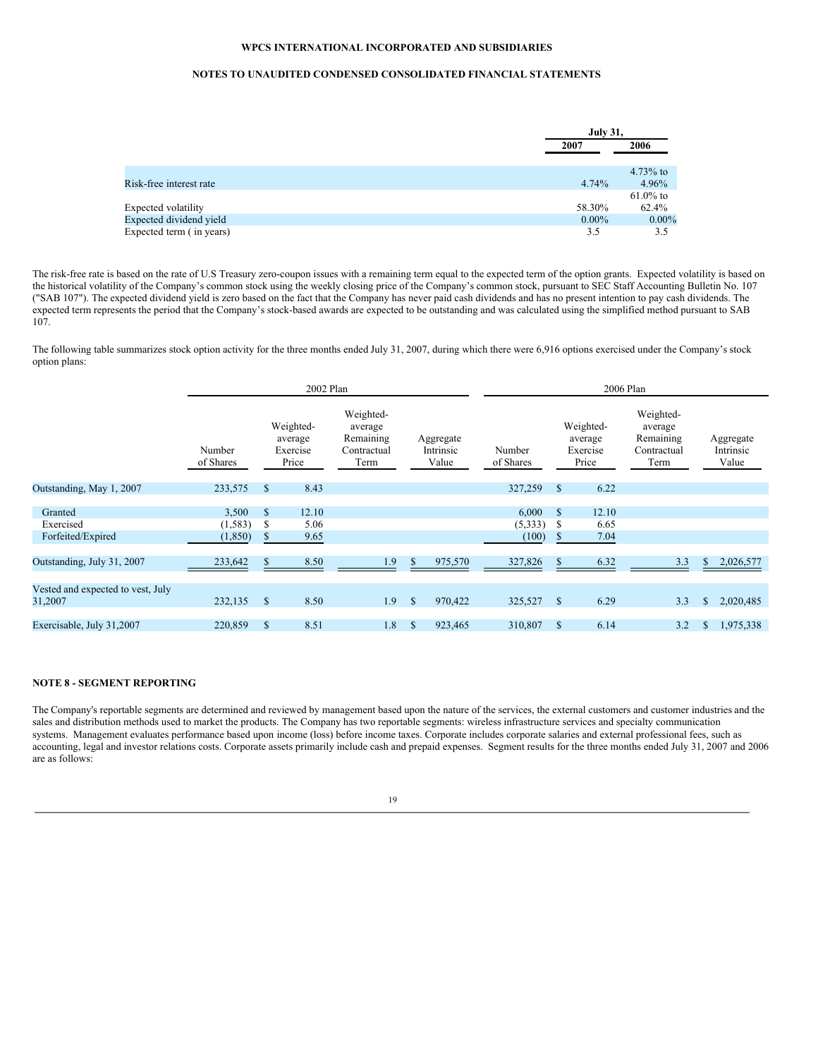WPCS INTERNATIONAL INCORPORATED AND SUBSIDIARIES

NOTES TO UNAUDITED CONDENSED CONSOLIDATED FINANCIAL STATEMENTS

| | July 31, | |
|---|---|---|
| | 2007 | 2006 |
| Risk-free interest rate | 4.74% | 4.73% to 4.96% |
| Expected volatility | 58.30% | 61.0% to 62.4% |
| Expected dividend yield | 0.00% | 0.00% |
| Expected term ( in years) | 3.5 | 3.5 |

The risk-free rate is based on the rate of U.S Treasury zero-coupon issues with a remaining term equal to the expected term of the option grants. Expected volatility is based on the historical volatility of the Company's common stock using the weekly closing price of the Company's common stock, pursuant to SEC Staff Accounting Bulletin No. 107 ("SAB 107"). The expected dividend yield is zero based on the fact that the Company has never paid cash dividends and has no present intention to pay cash dividends. The expected term represents the period that the Company's stock-based awards are expected to be outstanding and was calculated using the simplified method pursuant to SAB 107.

The following table summarizes stock option activity for the three months ended July 31, 2007, during which there were 6,916 options exercised under the Company's stock option plans:

| | 2002 Plan | | | | 2006 Plan | | | |
|---|---|---|---|---|---|---|---|---|
| | Number of Shares | Weighted-average Exercise Price | Weighted-average Remaining Contractual Term | Aggregate Intrinsic Value | Number of Shares | Weighted-average Exercise Price | Weighted-average Remaining Contractual Term | Aggregate Intrinsic Value |
| Outstanding, May 1, 2007 | 233,575 | $ 8.43 | | | 327,259 | $ 6.22 | | |
| Granted | 3,500 | $ 12.10 | | | 6,000 | $ 12.10 | | |
| Exercised | (1,583) | $ 5.06 | | | (5,333) | $ 6.65 | | |
| Forfeited/Expired | (1,850) | $ 9.65 | | | (100) | $ 7.04 | | |
| Outstanding, July 31, 2007 | 233,642 | $ 8.50 | 1.9 | $ 975,570 | 327,826 | $ 6.32 | 3.3 | $ 2,026,577 |
| Vested and expected to vest, July 31,2007 | 232,135 | $ 8.50 | 1.9 | $ 970,422 | 325,527 | $ 6.29 | 3.3 | $ 2,020,485 |
| Exercisable, July 31,2007 | 220,859 | $ 8.51 | 1.8 | $ 923,465 | 310,807 | $ 6.14 | 3.2 | $ 1,975,338 |

**NOTE 8 - SEGMENT REPORTING**

The Company's reportable segments are determined and reviewed by management based upon the nature of the services, the external customers and customer industries and the sales and distribution methods used to market the products. The Company has two reportable segments: wireless infrastructure services and specialty communication systems. Management evaluates performance based upon income (loss) before income taxes. Corporate includes corporate salaries and external professional fees, such as accounting, legal and investor relations costs. Corporate assets primarily include cash and prepaid expenses. Segment results for the three months ended July 31, 2007 and 2006 are as follows: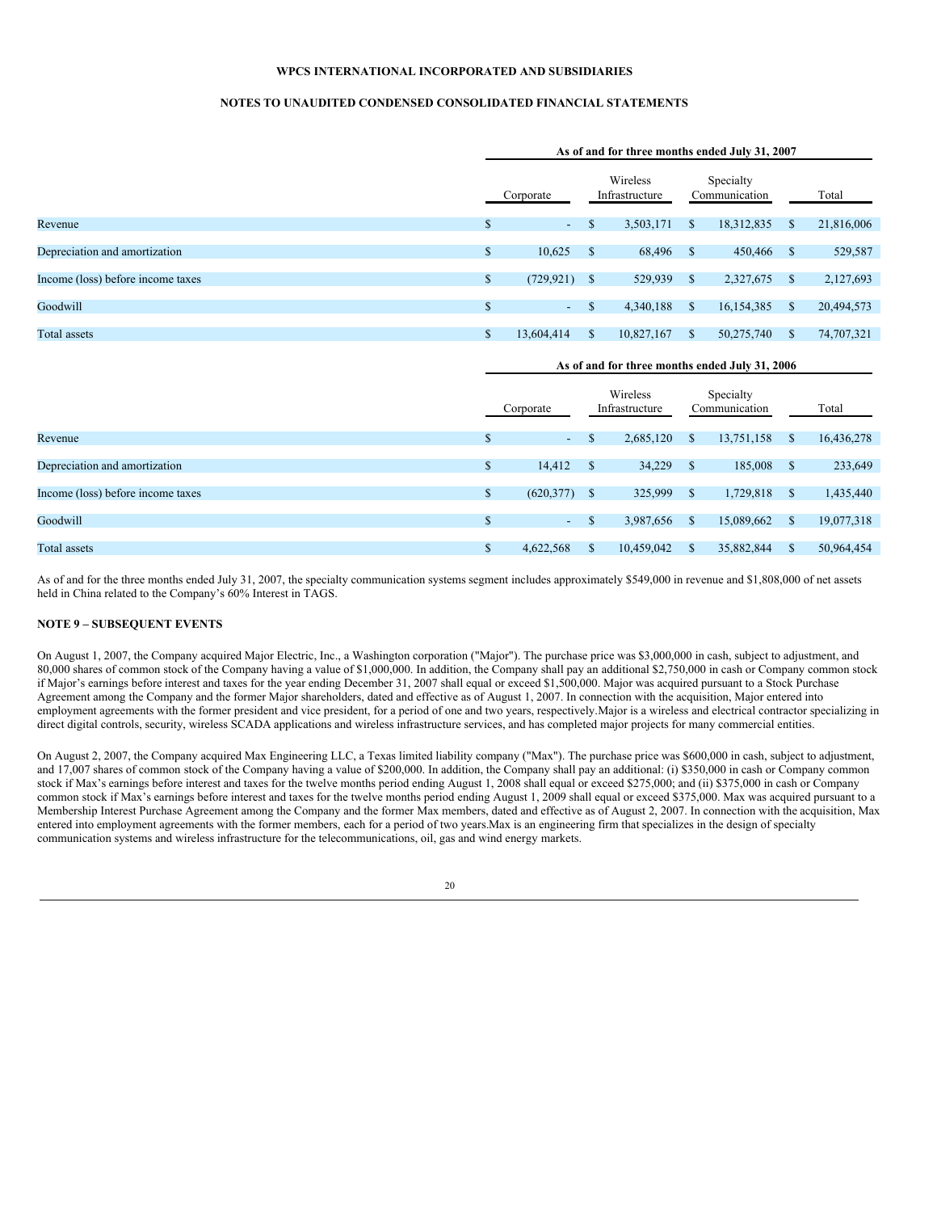WPCS INTERNATIONAL INCORPORATED AND SUBSIDIARIES

NOTES TO UNAUDITED CONDENSED CONSOLIDATED FINANCIAL STATEMENTS

| | As of and for three months ended July 31, 2007 | | | |
|---|---|---|---|---|
| | Corporate | Wireless Infrastructure | Specialty Communication | Total |
| Revenue | $ - | $ 3,503,171 | $ 18,312,835 | $ 21,816,006 |
| Depreciation and amortization | $ 10,625 | $ 68,496 | $ 450,466 | $ 529,587 |
| Income (loss) before income taxes | $ (729,921) | $ 529,939 | $ 2,327,675 | $ 2,127,693 |
| Goodwill | $ - | $ 4,340,188 | $ 16,154,385 | $ 20,494,573 |
| Total assets | $ 13,604,414 | $ 10,827,167 | $ 50,275,740 | $ 74,707,321 |

| | As of and for three months ended July 31, 2006 | | | |
|---|---|---|---|---|
| | Corporate | Wireless Infrastructure | Specialty Communication | Total |
| Revenue | $ - | $ 2,685,120 | $ 13,751,158 | $ 16,436,278 |
| Depreciation and amortization | $ 14,412 | $ 34,229 | $ 185,008 | $ 233,649 |
| Income (loss) before income taxes | $ (620,377) | $ 325,999 | $ 1,729,818 | $ 1,435,440 |
| Goodwill | $ - | $ 3,987,656 | $ 15,089,662 | $ 19,077,318 |
| Total assets | $ 4,622,568 | $ 10,459,042 | $ 35,882,844 | $ 50,964,454 |

As of and for the three months ended July 31, 2007, the specialty communication systems segment includes approximately $549,000 in revenue and $1,808,000 of net assets held in China related to the Company's 60% Interest in TAGS.

**NOTE 9 – SUBSEQUENT EVENTS**

On August 1, 2007, the Company acquired Major Electric, Inc., a Washington corporation ("Major"). The purchase price was $3,000,000 in cash, subject to adjustment, and 80,000 shares of common stock of the Company having a value of $1,000,000. In addition, the Company shall pay an additional $2,750,000 in cash or Company common stock if Major's earnings before interest and taxes for the year ending December 31, 2007 shall equal or exceed $1,500,000. Major was acquired pursuant to a Stock Purchase Agreement among the Company and the former Major shareholders, dated and effective as of August 1, 2007. In connection with the acquisition, Major entered into employment agreements with the former president and vice president, for a period of one and two years, respectively.Major is a wireless and electrical contractor specializing in direct digital controls, security, wireless SCADA applications and wireless infrastructure services, and has completed major projects for many commercial entities.

On August 2, 2007, the Company acquired Max Engineering LLC, a Texas limited liability company ("Max"). The purchase price was $600,000 in cash, subject to adjustment, and 17,007 shares of common stock of the Company having a value of $200,000. In addition, the Company shall pay an additional: (i) $350,000 in cash or Company common stock if Max's earnings before interest and taxes for the twelve months period ending August 1, 2008 shall equal or exceed $275,000; and (ii) $375,000 in cash or Company common stock if Max's earnings before interest and taxes for the twelve months period ending August 1, 2009 shall equal or exceed $375,000. Max was acquired pursuant to a Membership Interest Purchase Agreement among the Company and the former Max members, dated and effective as of August 2, 2007. In connection with the acquisition, Max entered into employment agreements with the former members, each for a period of two years.Max is an engineering firm that specializes in the design of specialty communication systems and wireless infrastructure for the telecommunications, oil, gas and wind energy markets.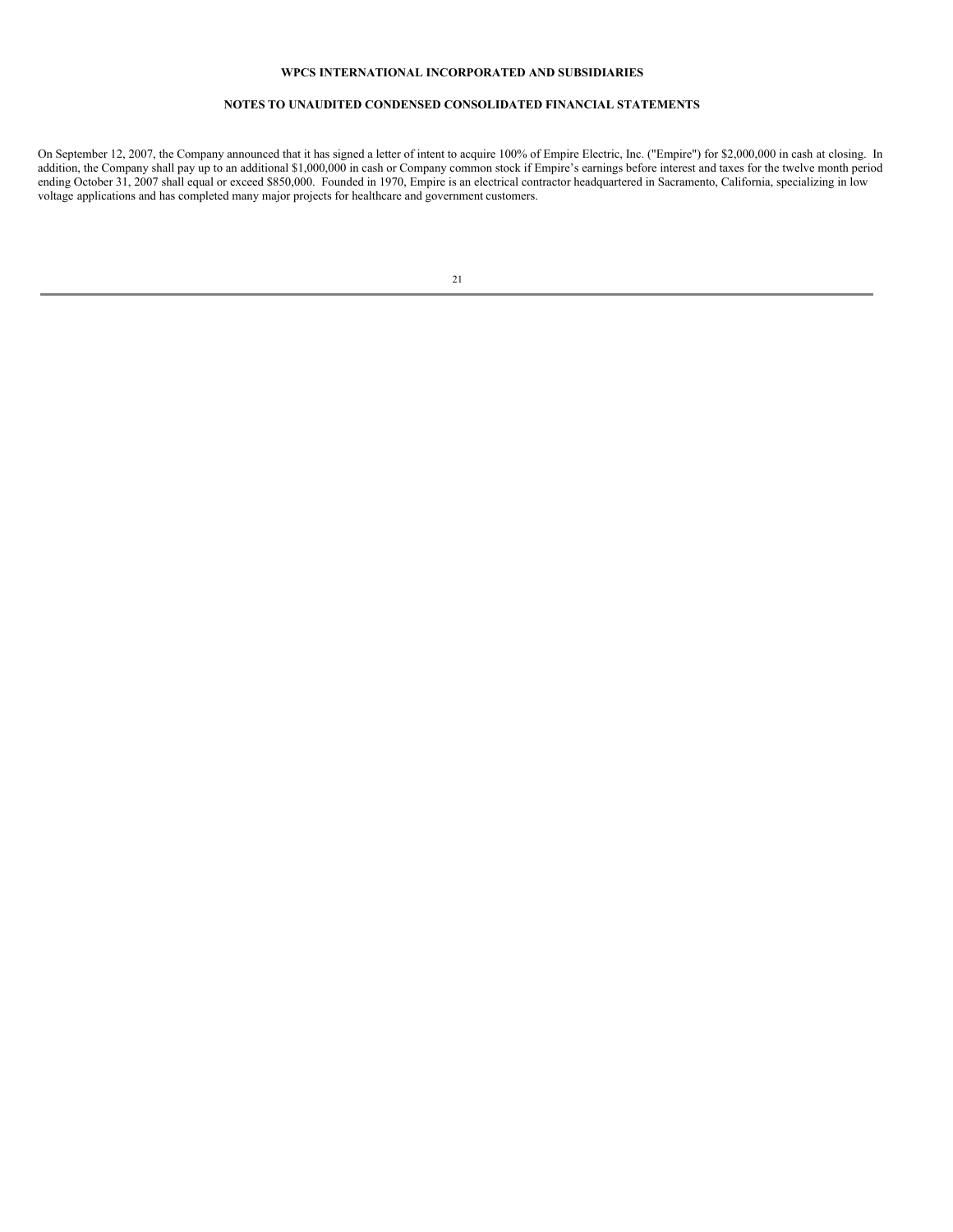On September 12, 2007, the Company announced that it has signed a letter of intent to acquire 100% of Empire Electric, Inc. ("Empire") for $2,000,000 in cash at closing. In addition, the Company shall pay up to an additional $1,000,000 in cash or Company common stock if Empire's earnings before interest and taxes for the twelve month period ending October 31, 2007 shall equal or exceed $850,000. Founded in 1970, Empire is an electrical contractor headquartered in Sacramento, California, specializing in low voltage applications and has completed many major projects for healthcare and government customers.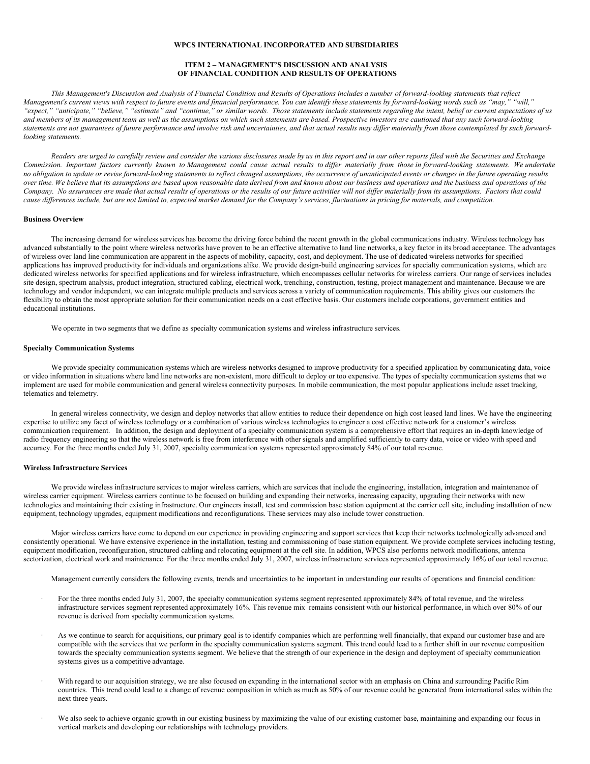**WPCS INTERNATIONAL INCORPORATED AND SUBSIDIARIES**

**ITEM 2 – MANAGEMENT'S DISCUSSION AND ANALYSIS OF FINANCIAL CONDITION AND RESULTS OF OPERATIONS**

*This Management's Discussion and Analysis of Financial Condition and Results of Operations includes a number of forward-looking statements that reflect Management's current views with respect to future events and financial performance. You can identify these statements by forward-looking words such as "may," "will," "expect," "anticipate," "believe," "estimate" and "continue," or similar words. Those statements include statements regarding the intent, belief or current expectations of us and members of its management team as well as the assumptions on which such statements are based. Prospective investors are cautioned that any such forward-looking statements are not guarantees of future performance and involve risk and uncertainties, and that actual results may differ materially from those contemplated by such forward-looking statements.*

*Readers are urged to carefully review and consider the various disclosures made by us in this report and in our other reports filed with the Securities and Exchange Commission. Important factors currently known to Management could cause actual results to differ materially from those in forward-looking statements. We undertake no obligation to update or revise forward-looking statements to reflect changed assumptions, the occurrence of unanticipated events or changes in the future operating results over time. We believe that its assumptions are based upon reasonable data derived from and known about our business and operations and the business and operations of the Company. No assurances are made that actual results of operations or the results of our future activities will not differ materially from its assumptions. Factors that could cause differences include, but are not limited to, expected market demand for the Company's services, fluctuations in pricing for materials, and competition.*

**Business Overview**

The increasing demand for wireless services has become the driving force behind the recent growth in the global communications industry. Wireless technology has advanced substantially to the point where wireless networks have proven to be an effective alternative to land line networks, a key factor in its broad acceptance. The advantages of wireless over land line communication are apparent in the aspects of mobility, capacity, cost, and deployment. The use of dedicated wireless networks for specified applications has improved productivity for individuals and organizations alike. We provide design-build engineering services for specialty communication systems, which are dedicated wireless networks for specified applications and for wireless infrastructure, which encompasses cellular networks for wireless carriers. Our range of services includes site design, spectrum analysis, product integration, structured cabling, electrical work, trenching, construction, testing, project management and maintenance. Because we are technology and vendor independent, we can integrate multiple products and services across a variety of communication requirements. This ability gives our customers the flexibility to obtain the most appropriate solution for their communication needs on a cost effective basis. Our customers include corporations, government entities and educational institutions.

We operate in two segments that we define as specialty communication systems and wireless infrastructure services.

**Specialty Communication Systems**

We provide specialty communication systems which are wireless networks designed to improve productivity for a specified application by communicating data, voice or video information in situations where land line networks are non-existent, more difficult to deploy or too expensive. The types of specialty communication systems that we implement are used for mobile communication and general wireless connectivity purposes. In mobile communication, the most popular applications include asset tracking, telematics and telemetry.

In general wireless connectivity, we design and deploy networks that allow entities to reduce their dependence on high cost leased land lines. We have the engineering expertise to utilize any facet of wireless technology or a combination of various wireless technologies to engineer a cost effective network for a customer's wireless communication requirement. In addition, the design and deployment of a specialty communication system is a comprehensive effort that requires an in-depth knowledge of radio frequency engineering so that the wireless network is free from interference with other signals and amplified sufficiently to carry data, voice or video with speed and accuracy. For the three months ended July 31, 2007, specialty communication systems represented approximately 84% of our total revenue.

**Wireless Infrastructure Services**

We provide wireless infrastructure services to major wireless carriers, which are services that include the engineering, installation, integration and maintenance of wireless carrier equipment. Wireless carriers continue to be focused on building and expanding their networks, increasing capacity, upgrading their networks with new technologies and maintaining their existing infrastructure. Our engineers install, test and commission base station equipment at the carrier cell site, including installation of new equipment, technology upgrades, equipment modifications and reconfigurations. These services may also include tower construction.

Major wireless carriers have come to depend on our experience in providing engineering and support services that keep their networks technologically advanced and consistently operational. We have extensive experience in the installation, testing and commissioning of base station equipment. We provide complete services including testing, equipment modification, reconfiguration, structured cabling and relocating equipment at the cell site. In addition, WPCS also performs network modifications, antenna sectorization, electrical work and maintenance. For the three months ended July 31, 2007, wireless infrastructure services represented approximately 16% of our total revenue.

Management currently considers the following events, trends and uncertainties to be important in understanding our results of operations and financial condition:

- For the three months ended July 31, 2007, the specialty communication systems segment represented approximately 84% of total revenue, and the wireless infrastructure services segment represented approximately 16%. This revenue mix remains consistent with our historical performance, in which over 80% of our revenue is derived from specialty communication systems.

- As we continue to search for acquisitions, our primary goal is to identify companies which are performing well financially, that expand our customer base and are compatible with the services that we perform in the specialty communication systems segment. This trend could lead to a further shift in our revenue composition towards the specialty communication systems segment. We believe that the strength of our experience in the design and deployment of specialty communication systems gives us a competitive advantage.

- With regard to our acquisition strategy, we are also focused on expanding in the international sector with an emphasis on China and surrounding Pacific Rim countries. This trend could lead to a change of revenue composition in which as much as 50% of our revenue could be generated from international sales within the next three years.

- We also seek to achieve organic growth in our existing business by maximizing the value of our existing customer base, maintaining and expanding our focus in vertical markets and developing our relationships with technology providers.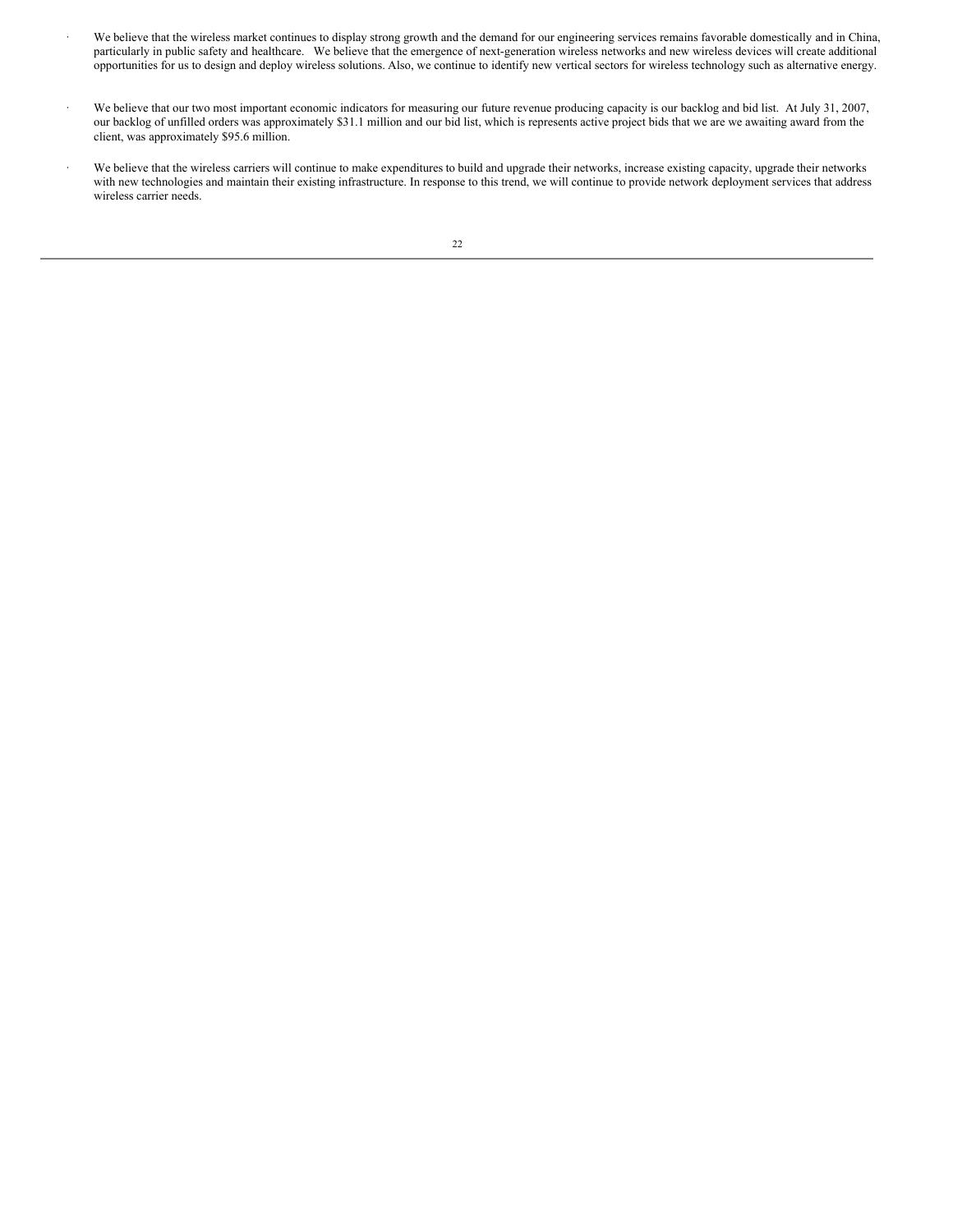- We believe that the wireless market continues to display strong growth and the demand for our engineering services remains favorable domestically and in China, particularly in public safety and healthcare. We believe that the emergence of next-generation wireless networks and new wireless devices will create additional opportunities for us to design and deploy wireless solutions. Also, we continue to identify new vertical sectors for wireless technology such as alternative energy.

- We believe that our two most important economic indicators for measuring our future revenue producing capacity is our backlog and bid list. At July 31, 2007, our backlog of unfilled orders was approximately $31.1 million and our bid list, which is represents active project bids that we are we awaiting award from the client, was approximately $95.6 million.

- We believe that the wireless carriers will continue to make expenditures to build and upgrade their networks, increase existing capacity, upgrade their networks with new technologies and maintain their existing infrastructure. In response to this trend, we will continue to provide network deployment services that address wireless carrier needs.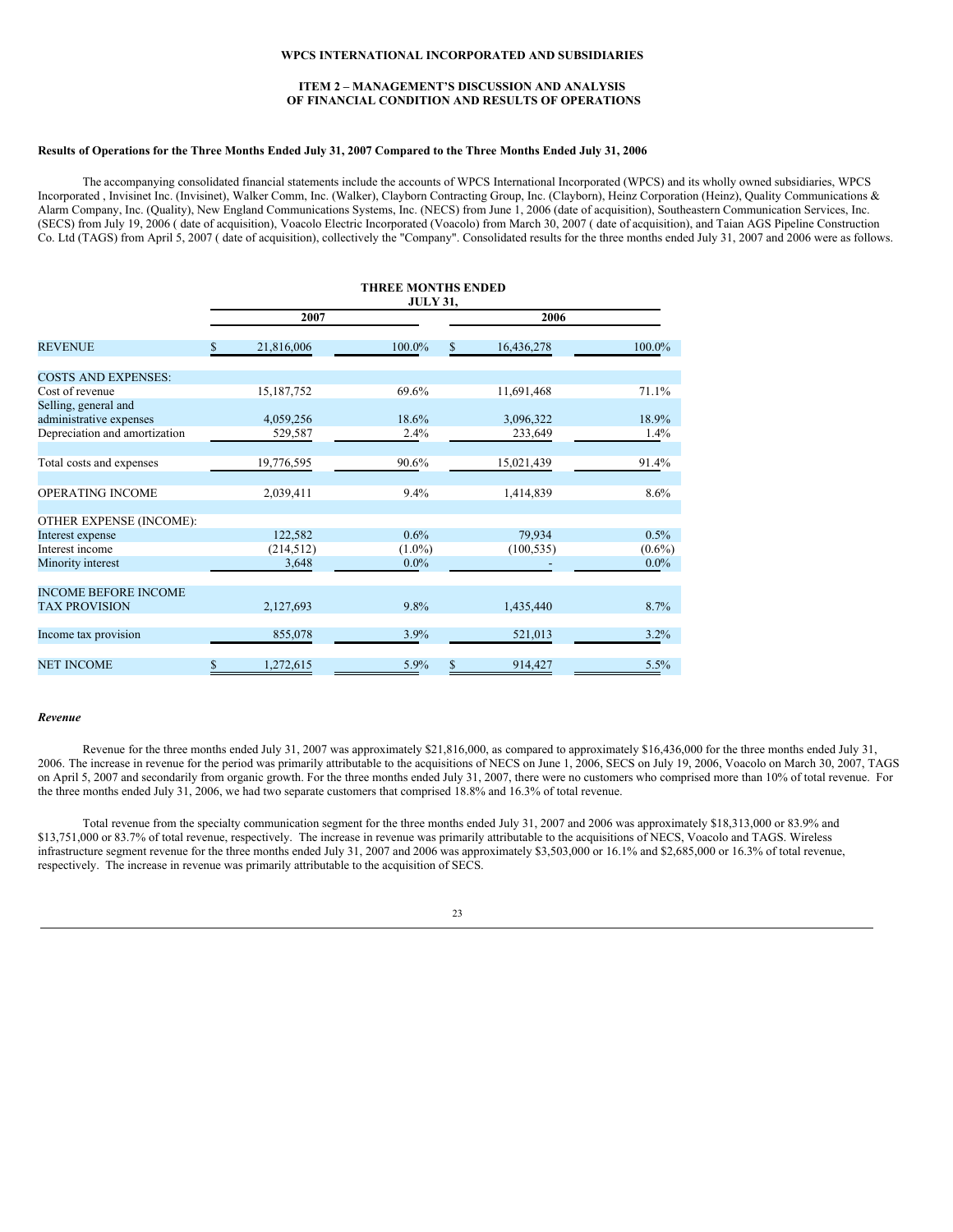**WPCS INTERNATIONAL INCORPORATED AND SUBSIDIARIES**

**ITEM 2 – MANAGEMENT'S DISCUSSION AND ANALYSIS OF FINANCIAL CONDITION AND RESULTS OF OPERATIONS**

**Results of Operations for the Three Months Ended July 31, 2007 Compared to the Three Months Ended July 31, 2006**

The accompanying consolidated financial statements include the accounts of WPCS International Incorporated (WPCS) and its wholly owned subsidiaries, WPCS Incorporated , Invisinet Inc. (Invisinet), Walker Comm, Inc. (Walker), Clayborn Contracting Group, Inc. (Clayborn), Heinz Corporation (Heinz), Quality Communications & Alarm Company, Inc. (Quality), New England Communications Systems, Inc. (NECS) from June 1, 2006 (date of acquisition), Southeastern Communication Services, Inc. (SECS) from July 19, 2006 ( date of acquisition), Voacolo Electric Incorporated (Voacolo) from March 30, 2007 ( date of acquisition), and Taian AGS Pipeline Construction Co. Ltd (TAGS) from April 5, 2007 ( date of acquisition), collectively the "Company". Consolidated results for the three months ended July 31, 2007 and 2006 were as follows.

| | THREE MONTHS ENDED JULY 31, | | | |
|---|---|---|---|---|
| | 2007 | | 2006 | |
| REVENUE | $ 21,816,006 | 100.0% | $ 16,436,278 | 100.0% |
| COSTS AND EXPENSES: | | | | |
| Cost of revenue | 15,187,752 | 69.6% | 11,691,468 | 71.1% |
| Selling, general and administrative expenses | 4,059,256 | 18.6% | 3,096,322 | 18.9% |
| Depreciation and amortization | 529,587 | 2.4% | 233,649 | 1.4% |
| Total costs and expenses | 19,776,595 | 90.6% | 15,021,439 | 91.4% |
| OPERATING INCOME | 2,039,411 | 9.4% | 1,414,839 | 8.6% |
| OTHER EXPENSE (INCOME): | | | | |
| Interest expense | 122,582 | 0.6% | 79,934 | 0.5% |
| Interest income | (214,512) | (1.0%) | (100,535) | (0.6%) |
| Minority interest | 3,648 | 0.0% | - | 0.0% |
| INCOME BEFORE INCOME TAX PROVISION | 2,127,693 | 9.8% | 1,435,440 | 8.7% |
| Income tax provision | 855,078 | 3.9% | 521,013 | 3.2% |
| NET INCOME | $ 1,272,615 | 5.9% | $ 914,427 | 5.5% |

***Revenue***

Revenue for the three months ended July 31, 2007 was approximately $21,816,000, as compared to approximately $16,436,000 for the three months ended July 31, 2006. The increase in revenue for the period was primarily attributable to the acquisitions of NECS on June 1, 2006, SECS on July 19, 2006, Voacolo on March 30, 2007, TAGS on April 5, 2007 and secondarily from organic growth. For the three months ended July 31, 2007, there were no customers who comprised more than 10% of total revenue. For the three months ended July 31, 2006, we had two separate customers that comprised 18.8% and 16.3% of total revenue.

Total revenue from the specialty communication segment for the three months ended July 31, 2007 and 2006 was approximately $18,313,000 or 83.9% and $13,751,000 or 83.7% of total revenue, respectively. The increase in revenue was primarily attributable to the acquisitions of NECS, Voacolo and TAGS. Wireless infrastructure segment revenue for the three months ended July 31, 2007 and 2006 was approximately $3,503,000 or 16.1% and $2,685,000 or 16.3% of total revenue, respectively. The increase in revenue was primarily attributable to the acquisition of SECS.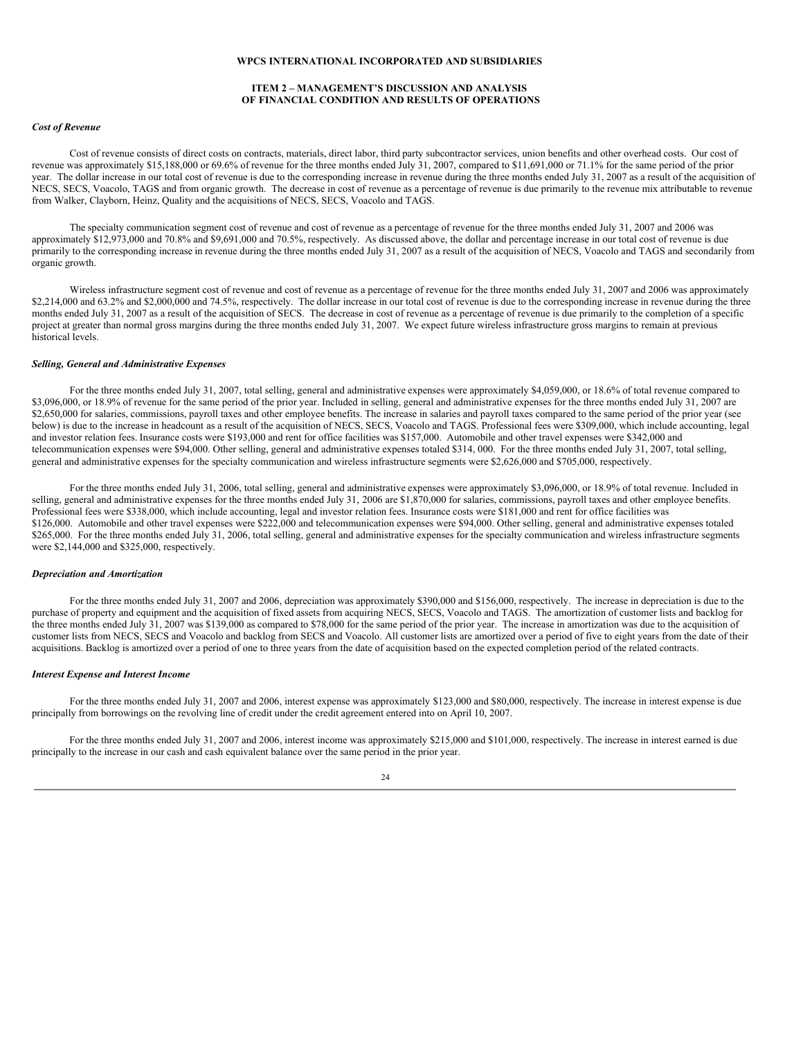WPCS INTERNATIONAL INCORPORATED AND SUBSIDIARIES

ITEM 2 – MANAGEMENT'S DISCUSSION AND ANALYSIS
OF FINANCIAL CONDITION AND RESULTS OF OPERATIONS

***Cost of Revenue***

Cost of revenue consists of direct costs on contracts, materials, direct labor, third party subcontractor services, union benefits and other overhead costs. Our cost of revenue was approximately $15,188,000 or 69.6% of revenue for the three months ended July 31, 2007, compared to $11,691,000 or 71.1% for the same period of the prior year. The dollar increase in our total cost of revenue is due to the corresponding increase in revenue during the three months ended July 31, 2007 as a result of the acquisition of NECS, SECS, Voacolo, TAGS and from organic growth. The decrease in cost of revenue as a percentage of revenue is due primarily to the revenue mix attributable to revenue from Walker, Clayborn, Heinz, Quality and the acquisitions of NECS, SECS, Voacolo and TAGS.

The specialty communication segment cost of revenue and cost of revenue as a percentage of revenue for the three months ended July 31, 2007 and 2006 was approximately $12,973,000 and 70.8% and $9,691,000 and 70.5%, respectively. As discussed above, the dollar and percentage increase in our total cost of revenue is due primarily to the corresponding increase in revenue during the three months ended July 31, 2007 as a result of the acquisition of NECS, Voacolo and TAGS and secondarily from organic growth.

Wireless infrastructure segment cost of revenue and cost of revenue as a percentage of revenue for the three months ended July 31, 2007 and 2006 was approximately $2,214,000 and 63.2% and $2,000,000 and 74.5%, respectively. The dollar increase in our total cost of revenue is due to the corresponding increase in revenue during the three months ended July 31, 2007 as a result of the acquisition of SECS. The decrease in cost of revenue as a percentage of revenue is due primarily to the completion of a specific project at greater than normal gross margins during the three months ended July 31, 2007. We expect future wireless infrastructure gross margins to remain at previous historical levels.

***Selling, General and Administrative Expenses***

For the three months ended July 31, 2007, total selling, general and administrative expenses were approximately $4,059,000, or 18.6% of total revenue compared to $3,096,000, or 18.9% of revenue for the same period of the prior year. Included in selling, general and administrative expenses for the three months ended July 31, 2007 are $2,650,000 for salaries, commissions, payroll taxes and other employee benefits. The increase in salaries and payroll taxes compared to the same period of the prior year (see below) is due to the increase in headcount as a result of the acquisition of NECS, SECS, Voacolo and TAGS. Professional fees were $309,000, which include accounting, legal and investor relation fees. Insurance costs were $193,000 and rent for office facilities was $157,000. Automobile and other travel expenses were $342,000 and telecommunication expenses were $94,000. Other selling, general and administrative expenses totaled $314, 000. For the three months ended July 31, 2007, total selling, general and administrative expenses for the specialty communication and wireless infrastructure segments were $2,626,000 and $705,000, respectively.

For the three months ended July 31, 2006, total selling, general and administrative expenses were approximately $3,096,000, or 18.9% of total revenue. Included in selling, general and administrative expenses for the three months ended July 31, 2006 are $1,870,000 for salaries, commissions, payroll taxes and other employee benefits. Professional fees were $338,000, which include accounting, legal and investor relation fees. Insurance costs were $181,000 and rent for office facilities was $126,000. Automobile and other travel expenses were $222,000 and telecommunication expenses were $94,000. Other selling, general and administrative expenses totaled $265,000. For the three months ended July 31, 2006, total selling, general and administrative expenses for the specialty communication and wireless infrastructure segments were $2,144,000 and $325,000, respectively.

***Depreciation and Amortization***

For the three months ended July 31, 2007 and 2006, depreciation was approximately $390,000 and $156,000, respectively. The increase in depreciation is due to the purchase of property and equipment and the acquisition of fixed assets from acquiring NECS, SECS, Voacolo and TAGS. The amortization of customer lists and backlog for the three months ended July 31, 2007 was $139,000 as compared to $78,000 for the same period of the prior year. The increase in amortization was due to the acquisition of customer lists from NECS, SECS and Voacolo and backlog from SECS and Voacolo. All customer lists are amortized over a period of five to eight years from the date of their acquisitions. Backlog is amortized over a period of one to three years from the date of acquisition based on the expected completion period of the related contracts.

***Interest Expense and Interest Income***

For the three months ended July 31, 2007 and 2006, interest expense was approximately $123,000 and $80,000, respectively. The increase in interest expense is due principally from borrowings on the revolving line of credit under the credit agreement entered into on April 10, 2007.

For the three months ended July 31, 2007 and 2006, interest income was approximately $215,000 and $101,000, respectively. The increase in interest earned is due principally to the increase in our cash and cash equivalent balance over the same period in the prior year.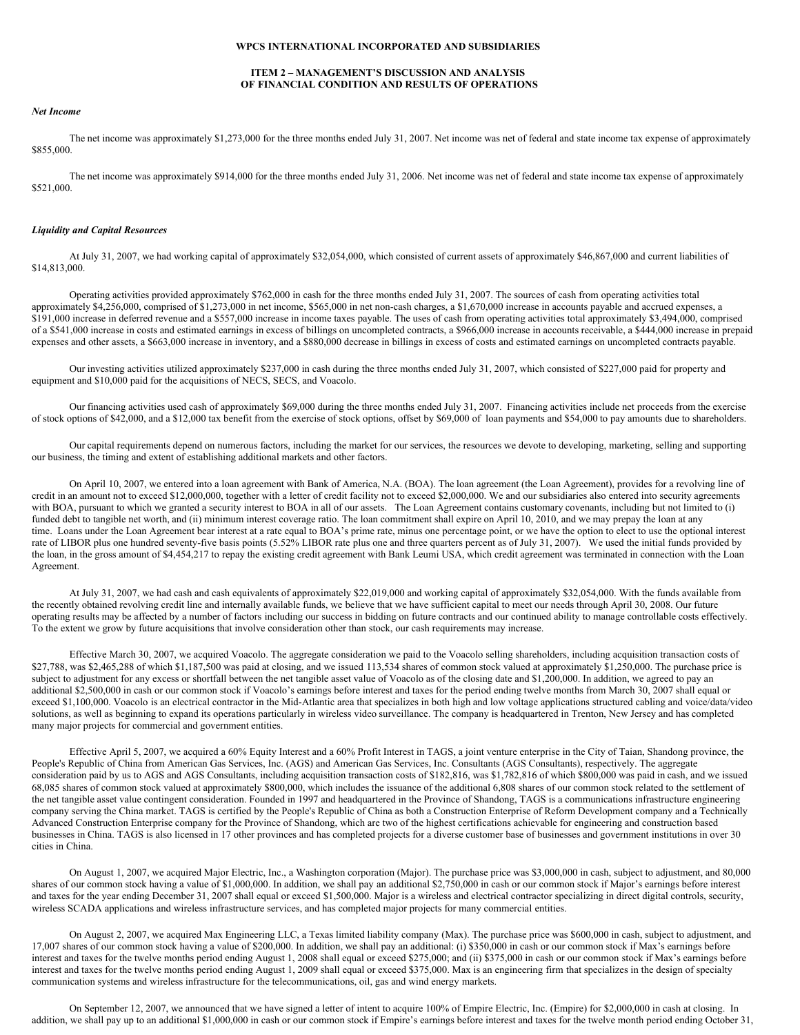**WPCS INTERNATIONAL INCORPORATED AND SUBSIDIARIES**

**ITEM 2 – MANAGEMENT'S DISCUSSION AND ANALYSIS OF FINANCIAL CONDITION AND RESULTS OF OPERATIONS**

*Net Income*

The net income was approximately $1,273,000 for the three months ended July 31, 2007. Net income was net of federal and state income tax expense of approximately $855,000.

The net income was approximately $914,000 for the three months ended July 31, 2006. Net income was net of federal and state income tax expense of approximately $521,000.

*Liquidity and Capital Resources*

At July 31, 2007, we had working capital of approximately $32,054,000, which consisted of current assets of approximately $46,867,000 and current liabilities of $14,813,000.

Operating activities provided approximately $762,000 in cash for the three months ended July 31, 2007. The sources of cash from operating activities total approximately $4,256,000, comprised of $1,273,000 in net income, $565,000 in net non-cash charges, a $1,670,000 increase in accounts payable and accrued expenses, a $191,000 increase in deferred revenue and a $557,000 increase in income taxes payable. The uses of cash from operating activities total approximately $3,494,000, comprised of a $541,000 increase in costs and estimated earnings in excess of billings on uncompleted contracts, a $966,000 increase in accounts receivable, a $444,000 increase in prepaid expenses and other assets, a $663,000 increase in inventory, and a $880,000 decrease in billings in excess of costs and estimated earnings on uncompleted contracts payable.

Our investing activities utilized approximately $237,000 in cash during the three months ended July 31, 2007, which consisted of $227,000 paid for property and equipment and $10,000 paid for the acquisitions of NECS, SECS, and Voacolo.

Our financing activities used cash of approximately $69,000 during the three months ended July 31, 2007. Financing activities include net proceeds from the exercise of stock options of $42,000, and a $12,000 tax benefit from the exercise of stock options, offset by $69,000 of loan payments and $54,000 to pay amounts due to shareholders.

Our capital requirements depend on numerous factors, including the market for our services, the resources we devote to developing, marketing, selling and supporting our business, the timing and extent of establishing additional markets and other factors.

On April 10, 2007, we entered into a loan agreement with Bank of America, N.A. (BOA). The loan agreement (the Loan Agreement), provides for a revolving line of credit in an amount not to exceed $12,000,000, together with a letter of credit facility not to exceed $2,000,000. We and our subsidiaries also entered into security agreements with BOA, pursuant to which we granted a security interest to BOA in all of our assets. The Loan Agreement contains customary covenants, including but not limited to (i) funded debt to tangible net worth, and (ii) minimum interest coverage ratio. The loan commitment shall expire on April 10, 2010, and we may prepay the loan at any time. Loans under the Loan Agreement bear interest at a rate equal to BOA's prime rate, minus one percentage point, or we have the option to elect to use the optional interest rate of LIBOR plus one hundred seventy-five basis points (5.52% LIBOR rate plus one and three quarters percent as of July 31, 2007). We used the initial funds provided by the loan, in the gross amount of $4,454,217 to repay the existing credit agreement with Bank Leumi USA, which credit agreement was terminated in connection with the Loan Agreement.

At July 31, 2007, we had cash and cash equivalents of approximately $22,019,000 and working capital of approximately $32,054,000. With the funds available from the recently obtained revolving credit line and internally available funds, we believe that we have sufficient capital to meet our needs through April 30, 2008. Our future operating results may be affected by a number of factors including our success in bidding on future contracts and our continued ability to manage controllable costs effectively. To the extent we grow by future acquisitions that involve consideration other than stock, our cash requirements may increase.

Effective March 30, 2007, we acquired Voacolo. The aggregate consideration we paid to the Voacolo selling shareholders, including acquisition transaction costs of $27,788, was $2,465,288 of which $1,187,500 was paid at closing, and we issued 113,534 shares of common stock valued at approximately $1,250,000. The purchase price is subject to adjustment for any excess or shortfall between the net tangible asset value of Voacolo as of the closing date and $1,200,000. In addition, we agreed to pay an additional $2,500,000 in cash or our common stock if Voacolo's earnings before interest and taxes for the period ending twelve months from March 30, 2007 shall equal or exceed $1,100,000. Voacolo is an electrical contractor in the Mid-Atlantic area that specializes in both high and low voltage applications structured cabling and voice/data/video solutions, as well as beginning to expand its operations particularly in wireless video surveillance. The company is headquartered in Trenton, New Jersey and has completed many major projects for commercial and government entities.

Effective April 5, 2007, we acquired a 60% Equity Interest and a 60% Profit Interest in TAGS, a joint venture enterprise in the City of Taian, Shandong province, the People's Republic of China from American Gas Services, Inc. (AGS) and American Gas Services, Inc. Consultants (AGS Consultants), respectively. The aggregate consideration paid by us to AGS and AGS Consultants, including acquisition transaction costs of $182,816, was $1,782,816 of which $800,000 was paid in cash, and we issued 68,085 shares of common stock valued at approximately $800,000, which includes the issuance of the additional 6,808 shares of our common stock related to the settlement of the net tangible asset value contingent consideration. Founded in 1997 and headquartered in the Province of Shandong, TAGS is a communications infrastructure engineering company serving the China market. TAGS is certified by the People's Republic of China as both a Construction Enterprise of Reform Development company and a Technically Advanced Construction Enterprise company for the Province of Shandong, which are two of the highest certifications achievable for engineering and construction based businesses in China. TAGS is also licensed in 17 other provinces and has completed projects for a diverse customer base of businesses and government institutions in over 30 cities in China.

On August 1, 2007, we acquired Major Electric, Inc., a Washington corporation (Major). The purchase price was $3,000,000 in cash, subject to adjustment, and 80,000 shares of our common stock having a value of $1,000,000. In addition, we shall pay an additional $2,750,000 in cash or our common stock if Major's earnings before interest and taxes for the year ending December 31, 2007 shall equal or exceed $1,500,000. Major is a wireless and electrical contractor specializing in direct digital controls, security, wireless SCADA applications and wireless infrastructure services, and has completed major projects for many commercial entities.

On August 2, 2007, we acquired Max Engineering LLC, a Texas limited liability company (Max). The purchase price was $600,000 in cash, subject to adjustment, and 17,007 shares of our common stock having a value of $200,000. In addition, we shall pay an additional: (i) $350,000 in cash or our common stock if Max's earnings before interest and taxes for the twelve months period ending August 1, 2008 shall equal or exceed $275,000; and (ii) $375,000 in cash or our common stock if Max's earnings before interest and taxes for the twelve months period ending August 1, 2009 shall equal or exceed $375,000. Max is an engineering firm that specializes in the design of specialty communication systems and wireless infrastructure for the telecommunications, oil, gas and wind energy markets.

On September 12, 2007, we announced that we have signed a letter of intent to acquire 100% of Empire Electric, Inc. (Empire) for $2,000,000 in cash at closing. In addition, we shall pay up to an additional $1,000,000 in cash or our common stock if Empire's earnings before interest and taxes for the twelve month period ending October 31,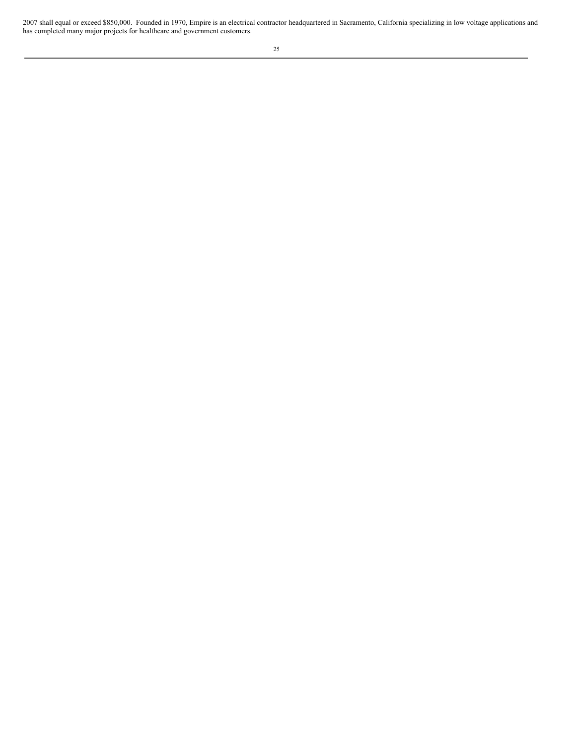2007 shall equal or exceed $850,000.  Founded in 1970, Empire is an electrical contractor headquartered in Sacramento, California specializing in low voltage applications and has completed many major projects for healthcare and government customers.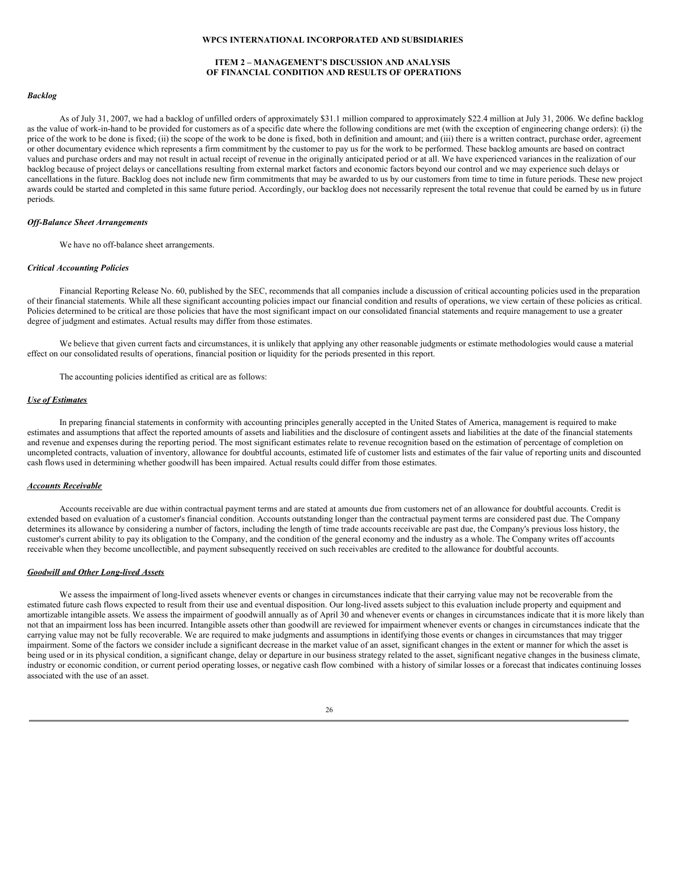**WPCS INTERNATIONAL INCORPORATED AND SUBSIDIARIES**

**ITEM 2 – MANAGEMENT'S DISCUSSION AND ANALYSIS OF FINANCIAL CONDITION AND RESULTS OF OPERATIONS**

***Backlog***

As of July 31, 2007, we had a backlog of unfilled orders of approximately $31.1 million compared to approximately $22.4 million at July 31, 2006. We define backlog as the value of work-in-hand to be provided for customers as of a specific date where the following conditions are met (with the exception of engineering change orders): (i) the price of the work to be done is fixed; (ii) the scope of the work to be done is fixed, both in definition and amount; and (iii) there is a written contract, purchase order, agreement or other documentary evidence which represents a firm commitment by the customer to pay us for the work to be performed. These backlog amounts are based on contract values and purchase orders and may not result in actual receipt of revenue in the originally anticipated period or at all. We have experienced variances in the realization of our backlog because of project delays or cancellations resulting from external market factors and economic factors beyond our control and we may experience such delays or cancellations in the future. Backlog does not include new firm commitments that may be awarded to us by our customers from time to time in future periods. These new project awards could be started and completed in this same future period. Accordingly, our backlog does not necessarily represent the total revenue that could be earned by us in future periods.

***Off-Balance Sheet Arrangements***

We have no off-balance sheet arrangements.

***Critical Accounting Policies***

Financial Reporting Release No. 60, published by the SEC, recommends that all companies include a discussion of critical accounting policies used in the preparation of their financial statements. While all these significant accounting policies impact our financial condition and results of operations, we view certain of these policies as critical. Policies determined to be critical are those policies that have the most significant impact on our consolidated financial statements and require management to use a greater degree of judgment and estimates. Actual results may differ from those estimates.

We believe that given current facts and circumstances, it is unlikely that applying any other reasonable judgments or estimate methodologies would cause a material effect on our consolidated results of operations, financial position or liquidity for the periods presented in this report.

The accounting policies identified as critical are as follows:

***Use of Estimates***

In preparing financial statements in conformity with accounting principles generally accepted in the United States of America, management is required to make estimates and assumptions that affect the reported amounts of assets and liabilities and the disclosure of contingent assets and liabilities at the date of the financial statements and revenue and expenses during the reporting period. The most significant estimates relate to revenue recognition based on the estimation of percentage of completion on uncompleted contracts, valuation of inventory, allowance for doubtful accounts, estimated life of customer lists and estimates of the fair value of reporting units and discounted cash flows used in determining whether goodwill has been impaired. Actual results could differ from those estimates.

***Accounts Receivable***

Accounts receivable are due within contractual payment terms and are stated at amounts due from customers net of an allowance for doubtful accounts. Credit is extended based on evaluation of a customer's financial condition. Accounts outstanding longer than the contractual payment terms are considered past due. The Company determines its allowance by considering a number of factors, including the length of time trade accounts receivable are past due, the Company's previous loss history, the customer's current ability to pay its obligation to the Company, and the condition of the general economy and the industry as a whole. The Company writes off accounts receivable when they become uncollectible, and payment subsequently received on such receivables are credited to the allowance for doubtful accounts.

***Goodwill and Other Long-lived Assets***

We assess the impairment of long-lived assets whenever events or changes in circumstances indicate that their carrying value may not be recoverable from the estimated future cash flows expected to result from their use and eventual disposition. Our long-lived assets subject to this evaluation include property and equipment and amortizable intangible assets. We assess the impairment of goodwill annually as of April 30 and whenever events or changes in circumstances indicate that it is more likely than not that an impairment loss has been incurred. Intangible assets other than goodwill are reviewed for impairment whenever events or changes in circumstances indicate that the carrying value may not be fully recoverable. We are required to make judgments and assumptions in identifying those events or changes in circumstances that may trigger impairment. Some of the factors we consider include a significant decrease in the market value of an asset, significant changes in the extent or manner for which the asset is being used or in its physical condition, a significant change, delay or departure in our business strategy related to the asset, significant negative changes in the business climate, industry or economic condition, or current period operating losses, or negative cash flow combined with a history of similar losses or a forecast that indicates continuing losses associated with the use of an asset.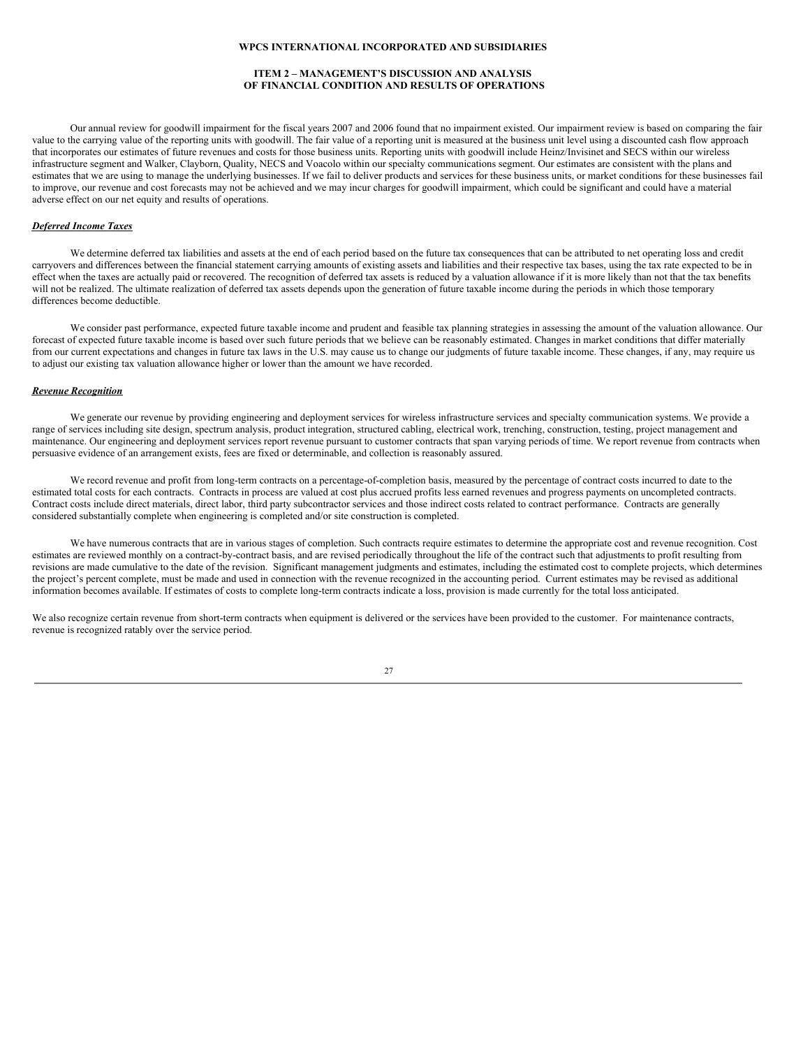Our annual review for goodwill impairment for the fiscal years 2007 and 2006 found that no impairment existed. Our impairment review is based on comparing the fair value to the carrying value of the reporting units with goodwill. The fair value of a reporting unit is measured at the business unit level using a discounted cash flow approach that incorporates our estimates of future revenues and costs for those business units. Reporting units with goodwill include Heinz/Invisinet and SECS within our wireless infrastructure segment and Walker, Clayborn, Quality, NECS and Voacolo within our specialty communications segment. Our estimates are consistent with the plans and estimates that we are using to manage the underlying businesses. If we fail to deliver products and services for these business units, or market conditions for these businesses fail to improve, our revenue and cost forecasts may not be achieved and we may incur charges for goodwill impairment, which could be significant and could have a material adverse effect on our net equity and results of operations.

***Deferred Income Taxes***

We determine deferred tax liabilities and assets at the end of each period based on the future tax consequences that can be attributed to net operating loss and credit carryovers and differences between the financial statement carrying amounts of existing assets and liabilities and their respective tax bases, using the tax rate expected to be in effect when the taxes are actually paid or recovered. The recognition of deferred tax assets is reduced by a valuation allowance if it is more likely than not that the tax benefits will not be realized. The ultimate realization of deferred tax assets depends upon the generation of future taxable income during the periods in which those temporary differences become deductible.

We consider past performance, expected future taxable income and prudent and feasible tax planning strategies in assessing the amount of the valuation allowance. Our forecast of expected future taxable income is based over such future periods that we believe can be reasonably estimated. Changes in market conditions that differ materially from our current expectations and changes in future tax laws in the U.S. may cause us to change our judgments of future taxable income. These changes, if any, may require us to adjust our existing tax valuation allowance higher or lower than the amount we have recorded.

***Revenue Recognition***

We generate our revenue by providing engineering and deployment services for wireless infrastructure services and specialty communication systems. We provide a range of services including site design, spectrum analysis, product integration, structured cabling, electrical work, trenching, construction, testing, project management and maintenance. Our engineering and deployment services report revenue pursuant to customer contracts that span varying periods of time. We report revenue from contracts when persuasive evidence of an arrangement exists, fees are fixed or determinable, and collection is reasonably assured.

We record revenue and profit from long-term contracts on a percentage-of-completion basis, measured by the percentage of contract costs incurred to date to the estimated total costs for each contracts. Contracts in process are valued at cost plus accrued profits less earned revenues and progress payments on uncompleted contracts. Contract costs include direct materials, direct labor, third party subcontractor services and those indirect costs related to contract performance. Contracts are generally considered substantially complete when engineering is completed and/or site construction is completed.

We have numerous contracts that are in various stages of completion. Such contracts require estimates to determine the appropriate cost and revenue recognition. Cost estimates are reviewed monthly on a contract-by-contract basis, and are revised periodically throughout the life of the contract such that adjustments to profit resulting from revisions are made cumulative to the date of the revision. Significant management judgments and estimates, including the estimated cost to complete projects, which determines the project's percent complete, must be made and used in connection with the revenue recognized in the accounting period. Current estimates may be revised as additional information becomes available. If estimates of costs to complete long-term contracts indicate a loss, provision is made currently for the total loss anticipated.

We also recognize certain revenue from short-term contracts when equipment is delivered or the services have been provided to the customer. For maintenance contracts, revenue is recognized ratably over the service period.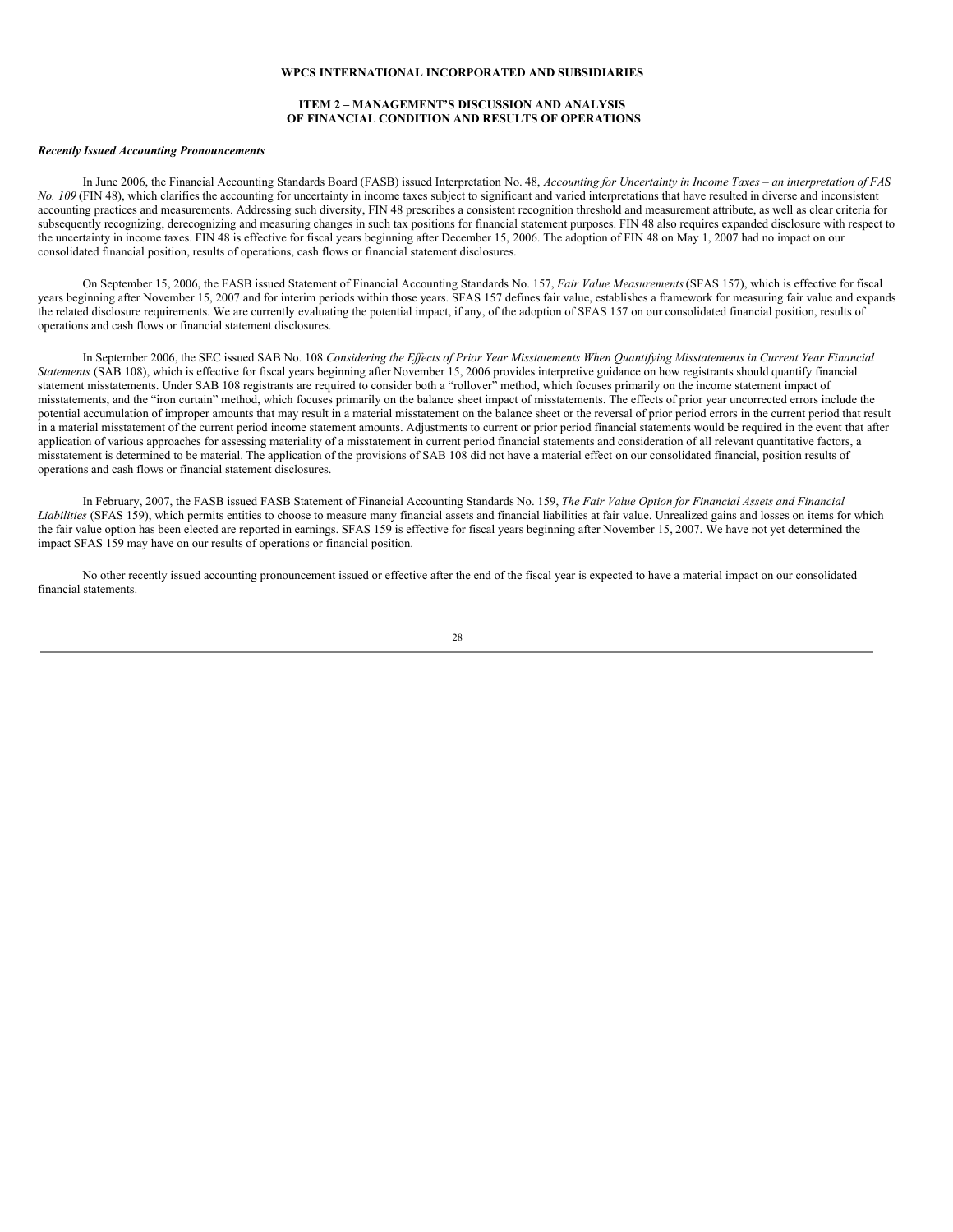**WPCS INTERNATIONAL INCORPORATED AND SUBSIDIARIES**

**ITEM 2 – MANAGEMENT'S DISCUSSION AND ANALYSIS OF FINANCIAL CONDITION AND RESULTS OF OPERATIONS**

***Recently Issued Accounting Pronouncements***

In June 2006, the Financial Accounting Standards Board (FASB) issued Interpretation No. 48, *Accounting for Uncertainty in Income Taxes – an interpretation of FAS No. 109* (FIN 48), which clarifies the accounting for uncertainty in income taxes subject to significant and varied interpretations that have resulted in diverse and inconsistent accounting practices and measurements. Addressing such diversity, FIN 48 prescribes a consistent recognition threshold and measurement attribute, as well as clear criteria for subsequently recognizing, derecognizing and measuring changes in such tax positions for financial statement purposes. FIN 48 also requires expanded disclosure with respect to the uncertainty in income taxes. FIN 48 is effective for fiscal years beginning after December 15, 2006. The adoption of FIN 48 on May 1, 2007 had no impact on our consolidated financial position, results of operations, cash flows or financial statement disclosures.

On September 15, 2006, the FASB issued Statement of Financial Accounting Standards No. 157, *Fair Value Measurements* (SFAS 157), which is effective for fiscal years beginning after November 15, 2007 and for interim periods within those years. SFAS 157 defines fair value, establishes a framework for measuring fair value and expands the related disclosure requirements. We are currently evaluating the potential impact, if any, of the adoption of SFAS 157 on our consolidated financial position, results of operations and cash flows or financial statement disclosures.

In September 2006, the SEC issued SAB No. 108 *Considering the Effects of Prior Year Misstatements When Quantifying Misstatements in Current Year Financial Statements* (SAB 108), which is effective for fiscal years beginning after November 15, 2006 provides interpretive guidance on how registrants should quantify financial statement misstatements. Under SAB 108 registrants are required to consider both a "rollover" method, which focuses primarily on the income statement impact of misstatements, and the "iron curtain" method, which focuses primarily on the balance sheet impact of misstatements. The effects of prior year uncorrected errors include the potential accumulation of improper amounts that may result in a material misstatement on the balance sheet or the reversal of prior period errors in the current period that result in a material misstatement of the current period income statement amounts. Adjustments to current or prior period financial statements would be required in the event that after application of various approaches for assessing materiality of a misstatement in current period financial statements and consideration of all relevant quantitative factors, a misstatement is determined to be material. The application of the provisions of SAB 108 did not have a material effect on our consolidated financial, position results of operations and cash flows or financial statement disclosures.

In February, 2007, the FASB issued FASB Statement of Financial Accounting Standards No. 159, *The Fair Value Option for Financial Assets and Financial Liabilities* (SFAS 159), which permits entities to choose to measure many financial assets and financial liabilities at fair value. Unrealized gains and losses on items for which the fair value option has been elected are reported in earnings. SFAS 159 is effective for fiscal years beginning after November 15, 2007. We have not yet determined the impact SFAS 159 may have on our results of operations or financial position.

No other recently issued accounting pronouncement issued or effective after the end of the fiscal year is expected to have a material impact on our consolidated financial statements.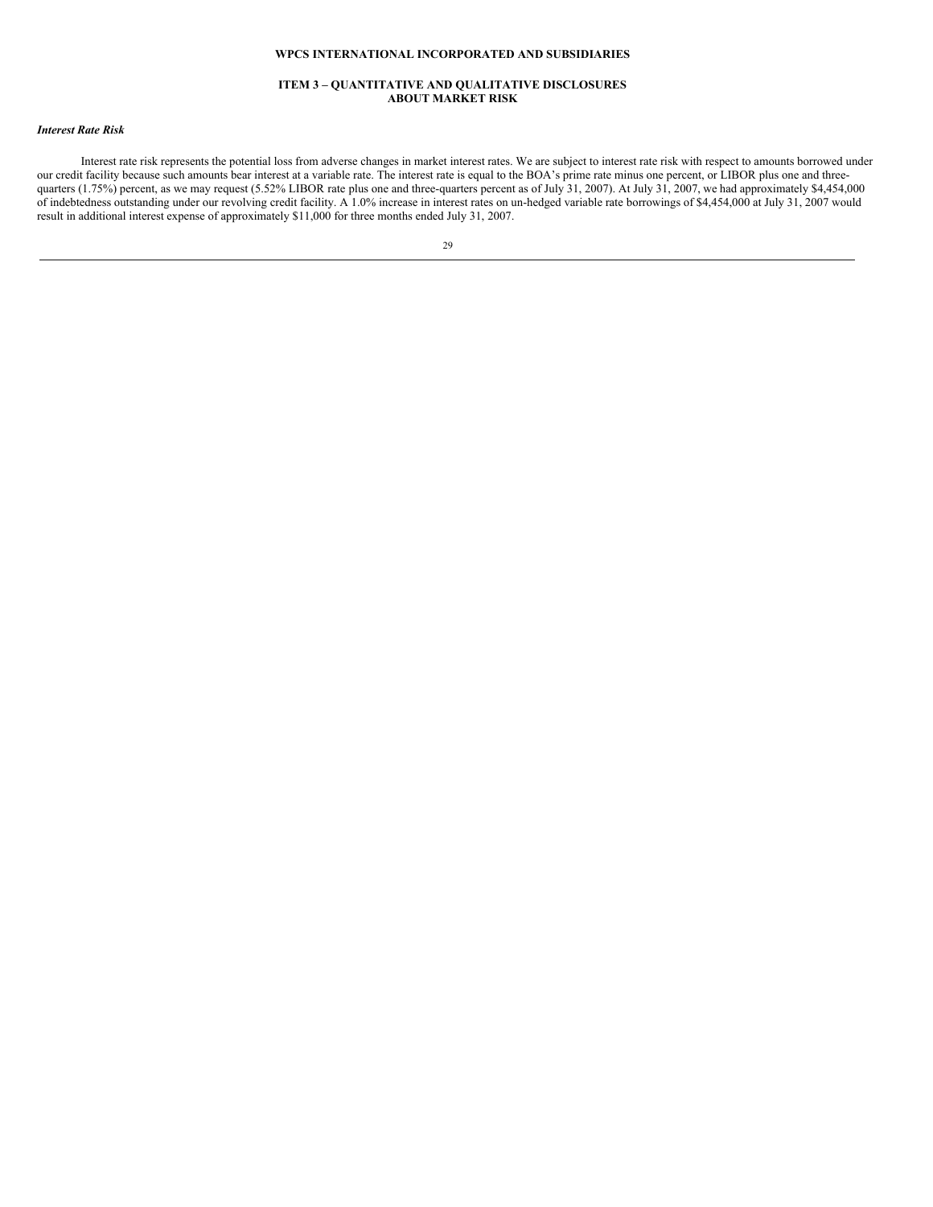# WPCS INTERNATIONAL INCORPORATED AND SUBSIDIARIES

## ITEM 3 – QUANTITATIVE AND QUALITATIVE DISCLOSURES ABOUT MARKET RISK

***Interest Rate Risk***

Interest rate risk represents the potential loss from adverse changes in market interest rates. We are subject to interest rate risk with respect to amounts borrowed under our credit facility because such amounts bear interest at a variable rate. The interest rate is equal to the BOA's prime rate minus one percent, or LIBOR plus one and three-quarters (1.75%) percent, as we may request (5.52% LIBOR rate plus one and three-quarters percent as of July 31, 2007). At July 31, 2007, we had approximately $4,454,000 of indebtedness outstanding under our revolving credit facility. A 1.0% increase in interest rates on un-hedged variable rate borrowings of $4,454,000 at July 31, 2007 would result in additional interest expense of approximately $11,000 for three months ended July 31, 2007.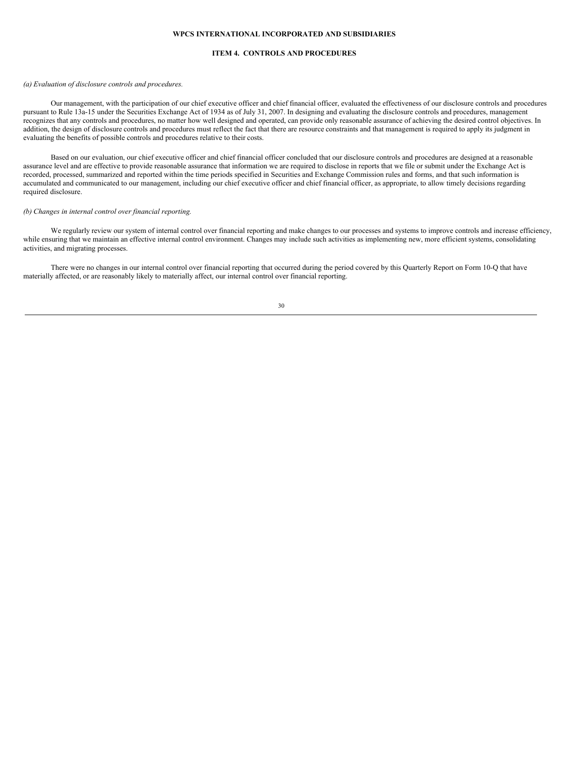## ITEM 4. CONTROLS AND PROCEDURES

*(a) Evaluation of disclosure controls and procedures.*

Our management, with the participation of our chief executive officer and chief financial officer, evaluated the effectiveness of our disclosure controls and procedures pursuant to Rule 13a-15 under the Securities Exchange Act of 1934 as of July 31, 2007. In designing and evaluating the disclosure controls and procedures, management recognizes that any controls and procedures, no matter how well designed and operated, can provide only reasonable assurance of achieving the desired control objectives. In addition, the design of disclosure controls and procedures must reflect the fact that there are resource constraints and that management is required to apply its judgment in evaluating the benefits of possible controls and procedures relative to their costs.

Based on our evaluation, our chief executive officer and chief financial officer concluded that our disclosure controls and procedures are designed at a reasonable assurance level and are effective to provide reasonable assurance that information we are required to disclose in reports that we file or submit under the Exchange Act is recorded, processed, summarized and reported within the time periods specified in Securities and Exchange Commission rules and forms, and that such information is accumulated and communicated to our management, including our chief executive officer and chief financial officer, as appropriate, to allow timely decisions regarding required disclosure.

*(b) Changes in internal control over financial reporting.*

We regularly review our system of internal control over financial reporting and make changes to our processes and systems to improve controls and increase efficiency, while ensuring that we maintain an effective internal control environment. Changes may include such activities as implementing new, more efficient systems, consolidating activities, and migrating processes.

There were no changes in our internal control over financial reporting that occurred during the period covered by this Quarterly Report on Form 10-Q that have materially affected, or are reasonably likely to materially affect, our internal control over financial reporting.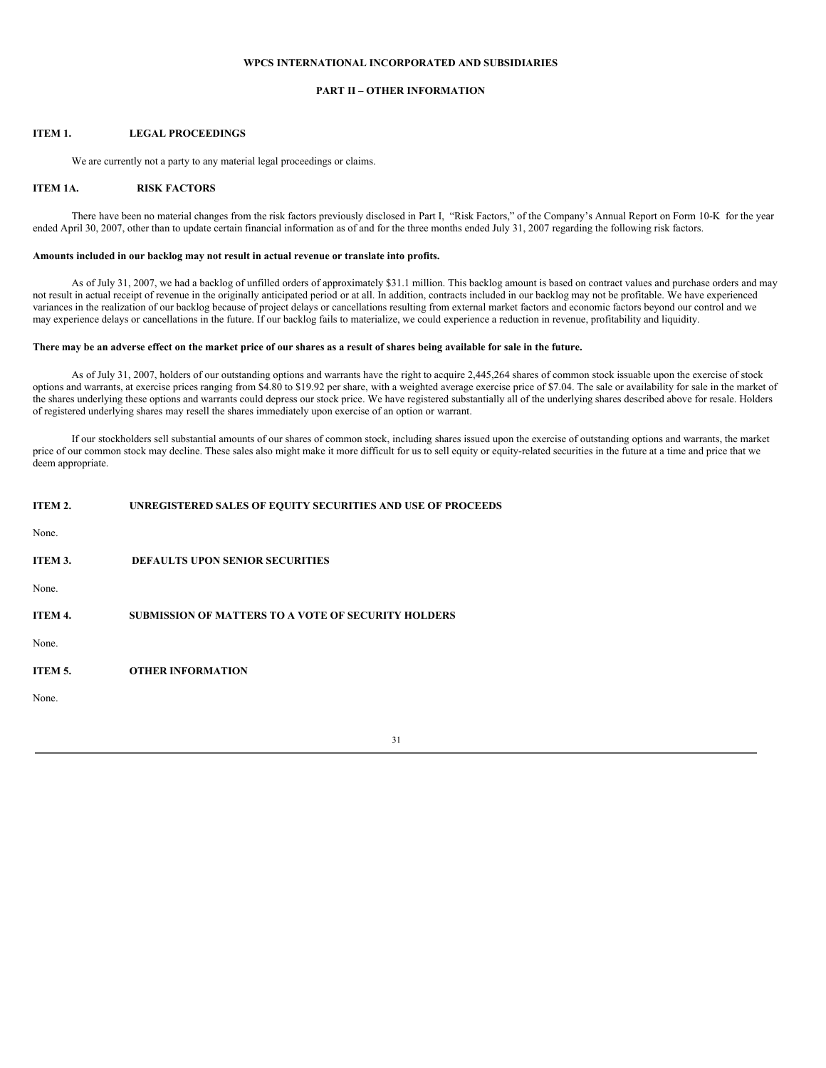**WPCS INTERNATIONAL INCORPORATED AND SUBSIDIARIES**

**PART II – OTHER INFORMATION**

## ITEM 1. LEGAL PROCEEDINGS

We are currently not a party to any material legal proceedings or claims.

## ITEM 1A. RISK FACTORS

There have been no material changes from the risk factors previously disclosed in Part I, "Risk Factors," of the Company's Annual Report on Form 10-K for the year ended April 30, 2007, other than to update certain financial information as of and for the three months ended July 31, 2007 regarding the following risk factors.

**Amounts included in our backlog may not result in actual revenue or translate into profits.**

As of July 31, 2007, we had a backlog of unfilled orders of approximately $31.1 million. This backlog amount is based on contract values and purchase orders and may not result in actual receipt of revenue in the originally anticipated period or at all. In addition, contracts included in our backlog may not be profitable. We have experienced variances in the realization of our backlog because of project delays or cancellations resulting from external market factors and economic factors beyond our control and we may experience delays or cancellations in the future. If our backlog fails to materialize, we could experience a reduction in revenue, profitability and liquidity.

**There may be an adverse effect on the market price of our shares as a result of shares being available for sale in the future.**

As of July 31, 2007, holders of our outstanding options and warrants have the right to acquire 2,445,264 shares of common stock issuable upon the exercise of stock options and warrants, at exercise prices ranging from $4.80 to $19.92 per share, with a weighted average exercise price of $7.04. The sale or availability for sale in the market of the shares underlying these options and warrants could depress our stock price. We have registered substantially all of the underlying shares described above for resale. Holders of registered underlying shares may resell the shares immediately upon exercise of an option or warrant.

If our stockholders sell substantial amounts of our shares of common stock, including shares issued upon the exercise of outstanding options and warrants, the market price of our common stock may decline. These sales also might make it more difficult for us to sell equity or equity-related securities in the future at a time and price that we deem appropriate.

## ITEM 2. UNREGISTERED SALES OF EQUITY SECURITIES AND USE OF PROCEEDS

None.

## ITEM 3. DEFAULTS UPON SENIOR SECURITIES

None.

## ITEM 4. SUBMISSION OF MATTERS TO A VOTE OF SECURITY HOLDERS

None.

## ITEM 5. OTHER INFORMATION

None.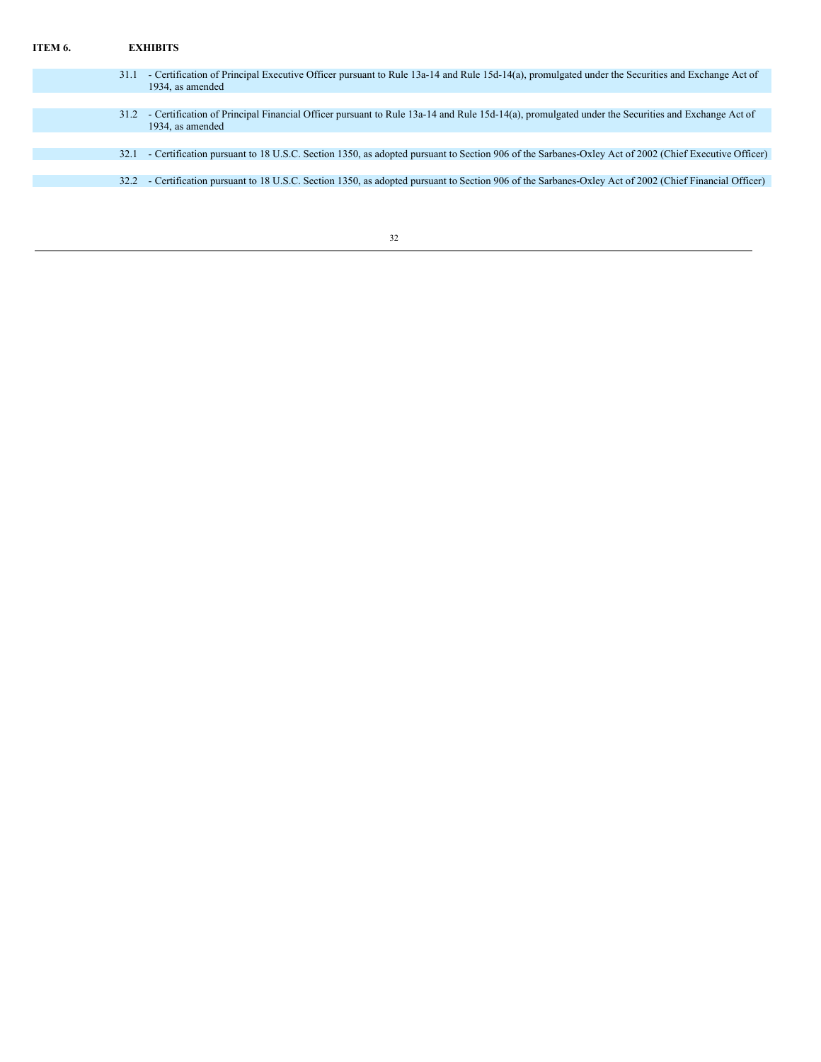## ITEM 6. EXHIBITS

| | |
|---|---|
| 31.1 | - Certification of Principal Executive Officer pursuant to Rule 13a-14 and Rule 15d-14(a), promulgated under the Securities and Exchange Act of 1934, as amended |
| 31.2 | - Certification of Principal Financial Officer pursuant to Rule 13a-14 and Rule 15d-14(a), promulgated under the Securities and Exchange Act of 1934, as amended |
| 32.1 | - Certification pursuant to 18 U.S.C. Section 1350, as adopted pursuant to Section 906 of the Sarbanes-Oxley Act of 2002 (Chief Executive Officer) |
| 32.2 | - Certification pursuant to 18 U.S.C. Section 1350, as adopted pursuant to Section 906 of the Sarbanes-Oxley Act of 2002 (Chief Financial Officer) |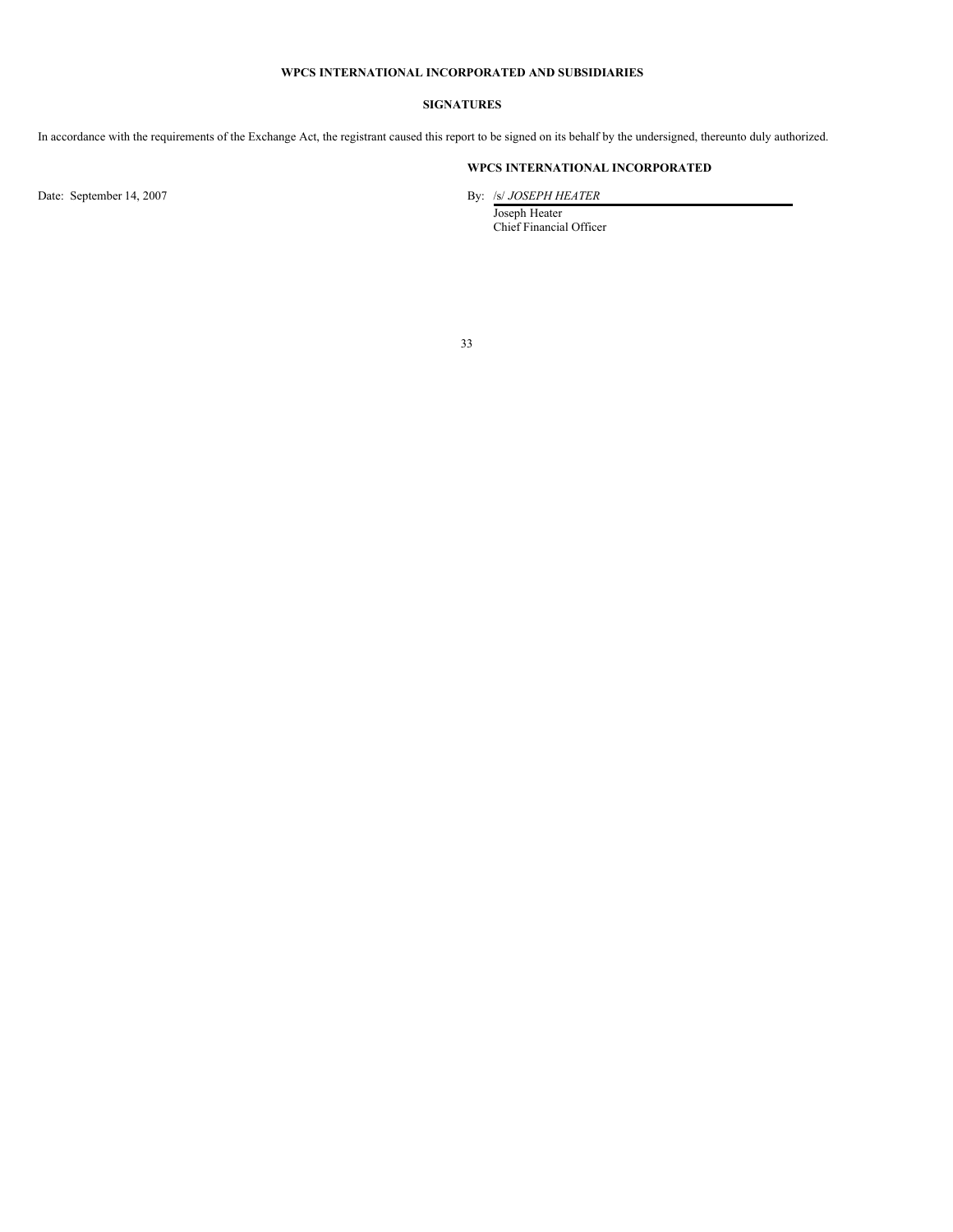**WPCS INTERNATIONAL INCORPORATED AND SUBSIDIARIES**

**SIGNATURES**

In accordance with the requirements of the Exchange Act, the registrant caused this report to be signed on its behalf by the undersigned, thereunto duly authorized.

**WPCS INTERNATIONAL INCORPORATED**

Date: September 14, 2007

By: /s/ *JOSEPH HEATER*
Joseph Heater
Chief Financial Officer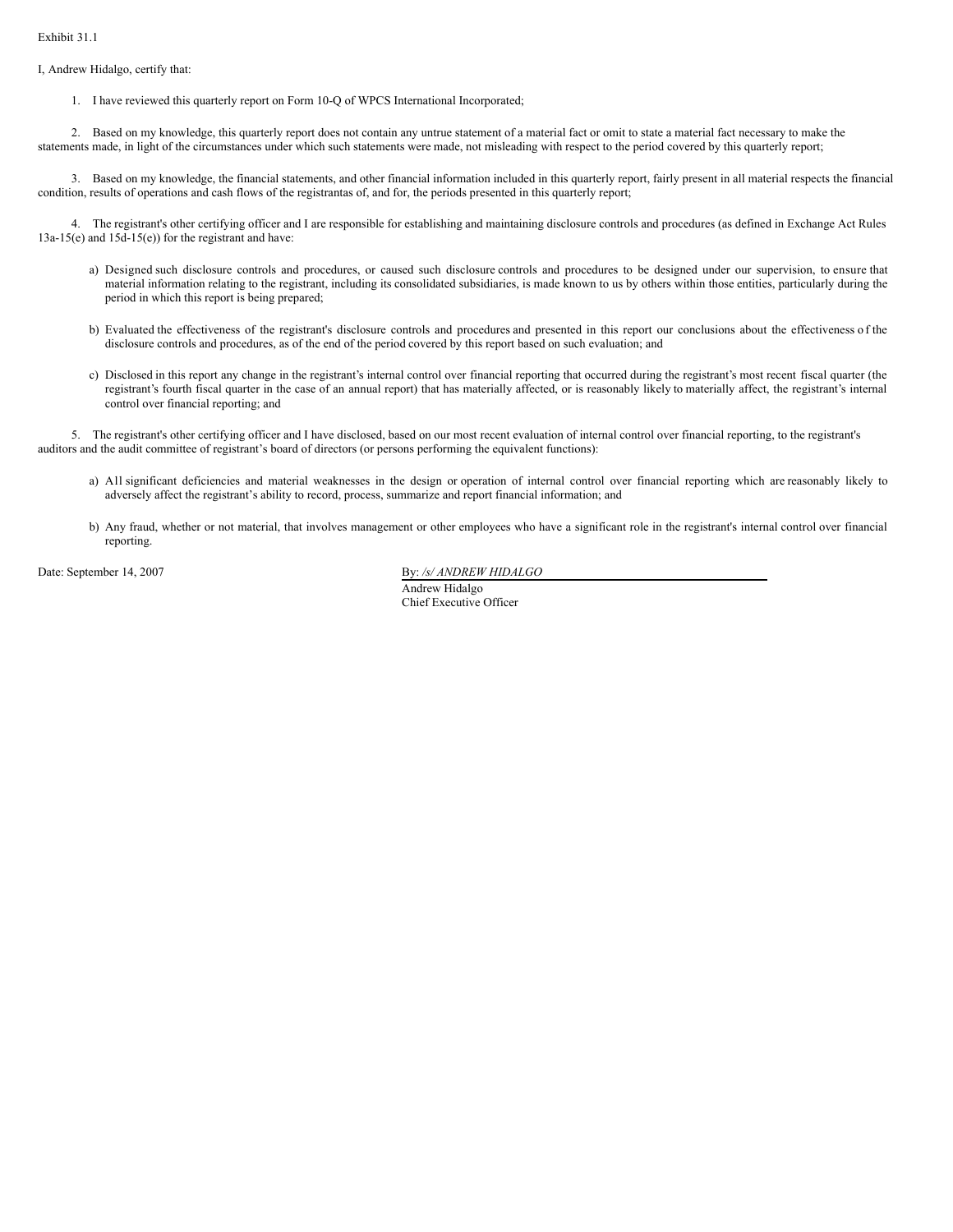Exhibit 31.1

I, Andrew Hidalgo, certify that:

1. I have reviewed this quarterly report on Form 10-Q of WPCS International Incorporated;

2. Based on my knowledge, this quarterly report does not contain any untrue statement of a material fact or omit to state a material fact necessary to make the statements made, in light of the circumstances under which such statements were made, not misleading with respect to the period covered by this quarterly report;

3. Based on my knowledge, the financial statements, and other financial information included in this quarterly report, fairly present in all material respects the financial condition, results of operations and cash flows of the registrantas of, and for, the periods presented in this quarterly report;

4. The registrant's other certifying officer and I are responsible for establishing and maintaining disclosure controls and procedures (as defined in Exchange Act Rules 13a-15(e) and 15d-15(e)) for the registrant and have:

a) Designed such disclosure controls and procedures, or caused such disclosure controls and procedures to be designed under our supervision, to ensure that material information relating to the registrant, including its consolidated subsidiaries, is made known to us by others within those entities, particularly during the period in which this report is being prepared;

b) Evaluated the effectiveness of the registrant's disclosure controls and procedures and presented in this report our conclusions about the effectiveness o f the disclosure controls and procedures, as of the end of the period covered by this report based on such evaluation; and

c) Disclosed in this report any change in the registrant's internal control over financial reporting that occurred during the registrant's most recent fiscal quarter (the registrant's fourth fiscal quarter in the case of an annual report) that has materially affected, or is reasonably likely to materially affect, the registrant's internal control over financial reporting; and

5. The registrant's other certifying officer and I have disclosed, based on our most recent evaluation of internal control over financial reporting, to the registrant's auditors and the audit committee of registrant's board of directors (or persons performing the equivalent functions):

a) All significant deficiencies and material weaknesses in the design or operation of internal control over financial reporting which are reasonably likely to adversely affect the registrant's ability to record, process, summarize and report financial information; and

b) Any fraud, whether or not material, that involves management or other employees who have a significant role in the registrant's internal control over financial reporting.

Date: September 14, 2007

By: */s/ ANDREW HIDALGO*
Andrew Hidalgo
Chief Executive Officer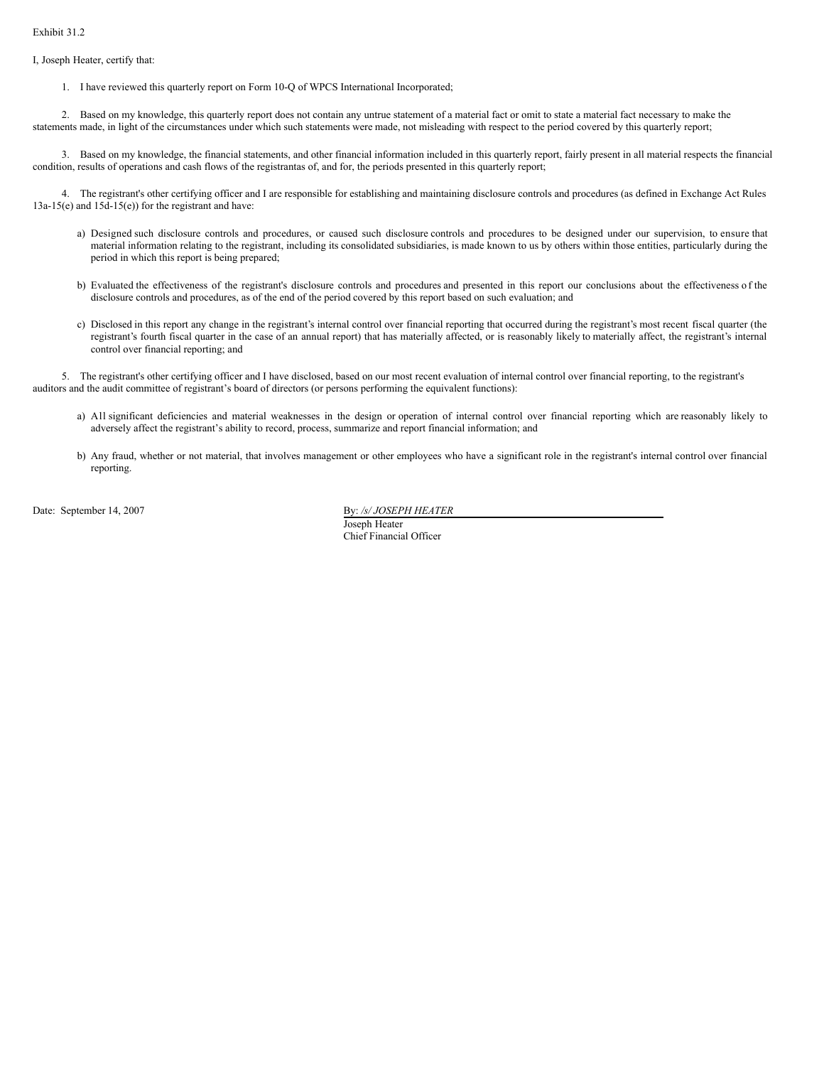Exhibit 31.2

I, Joseph Heater, certify that:

1. I have reviewed this quarterly report on Form 10-Q of WPCS International Incorporated;

2. Based on my knowledge, this quarterly report does not contain any untrue statement of a material fact or omit to state a material fact necessary to make the statements made, in light of the circumstances under which such statements were made, not misleading with respect to the period covered by this quarterly report;

3. Based on my knowledge, the financial statements, and other financial information included in this quarterly report, fairly present in all material respects the financial condition, results of operations and cash flows of the registrantas of, and for, the periods presented in this quarterly report;

4. The registrant's other certifying officer and I are responsible for establishing and maintaining disclosure controls and procedures (as defined in Exchange Act Rules 13a-15(e) and 15d-15(e)) for the registrant and have:

a) Designed such disclosure controls and procedures, or caused such disclosure controls and procedures to be designed under our supervision, to ensure that material information relating to the registrant, including its consolidated subsidiaries, is made known to us by others within those entities, particularly during the period in which this report is being prepared;

b) Evaluated the effectiveness of the registrant's disclosure controls and procedures and presented in this report our conclusions about the effectiveness o f the disclosure controls and procedures, as of the end of the period covered by this report based on such evaluation; and

c) Disclosed in this report any change in the registrant's internal control over financial reporting that occurred during the registrant's most recent fiscal quarter (the registrant's fourth fiscal quarter in the case of an annual report) that has materially affected, or is reasonably likely to materially affect, the registrant's internal control over financial reporting; and

5. The registrant's other certifying officer and I have disclosed, based on our most recent evaluation of internal control over financial reporting, to the registrant's auditors and the audit committee of registrant's board of directors (or persons performing the equivalent functions):

a) All significant deficiencies and material weaknesses in the design or operation of internal control over financial reporting which are reasonably likely to adversely affect the registrant's ability to record, process, summarize and report financial information; and

b) Any fraud, whether or not material, that involves management or other employees who have a significant role in the registrant's internal control over financial reporting.

Date: September 14, 2007

By: */s/ JOSEPH HEATER*
Joseph Heater
Chief Financial Officer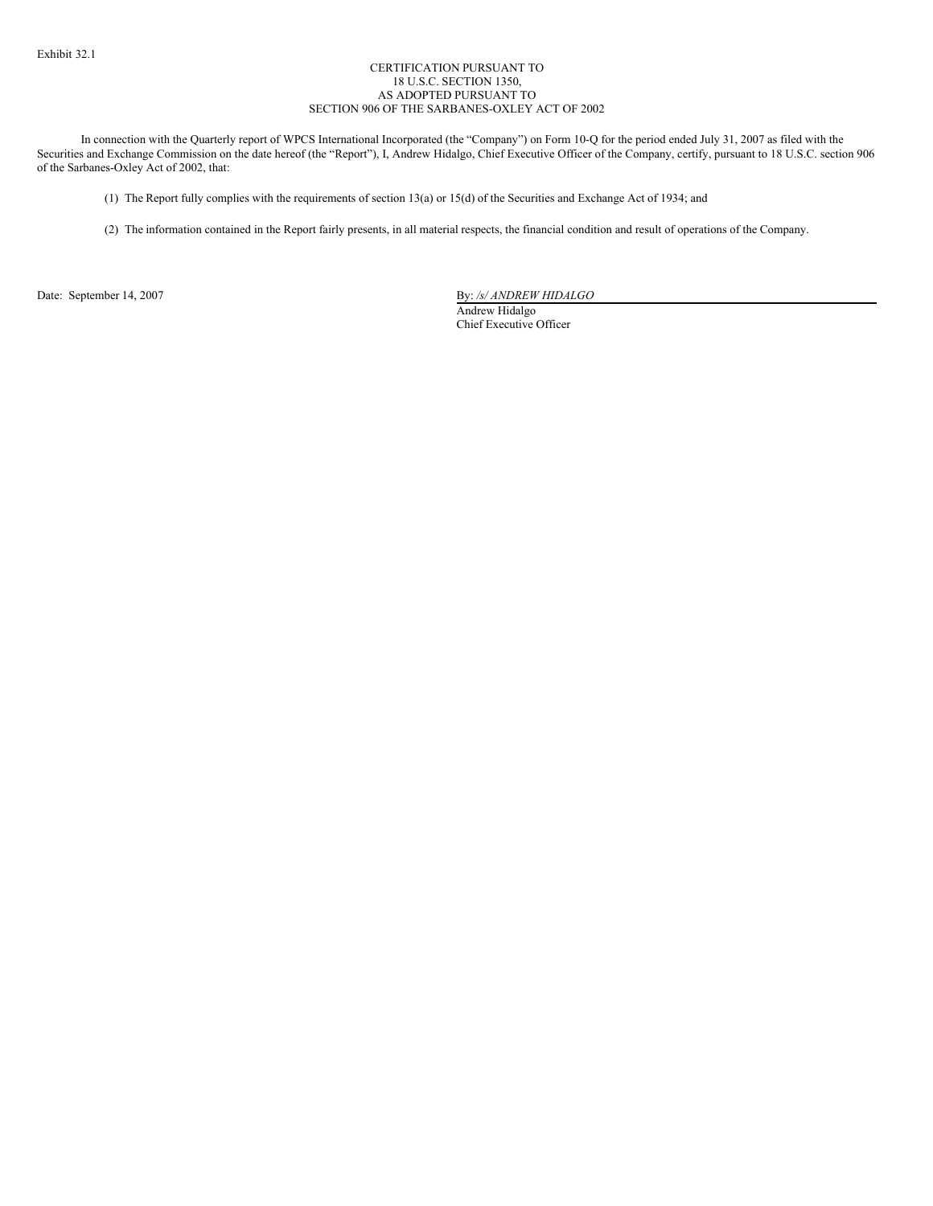Exhibit 32.1

CERTIFICATION PURSUANT TO
18 U.S.C. SECTION 1350,
AS ADOPTED PURSUANT TO
SECTION 906 OF THE SARBANES-OXLEY ACT OF 2002

In connection with the Quarterly report of WPCS International Incorporated (the "Company") on Form 10-Q for the period ended July 31, 2007 as filed with the Securities and Exchange Commission on the date hereof (the "Report"), I, Andrew Hidalgo, Chief Executive Officer of the Company, certify, pursuant to 18 U.S.C. section 906 of the Sarbanes-Oxley Act of 2002, that:

(1) The Report fully complies with the requirements of section 13(a) or 15(d) of the Securities and Exchange Act of 1934; and

(2) The information contained in the Report fairly presents, in all material respects, the financial condition and result of operations of the Company.

Date: September 14, 2007

By: */s/ ANDREW HIDALGO*
Andrew Hidalgo
Chief Executive Officer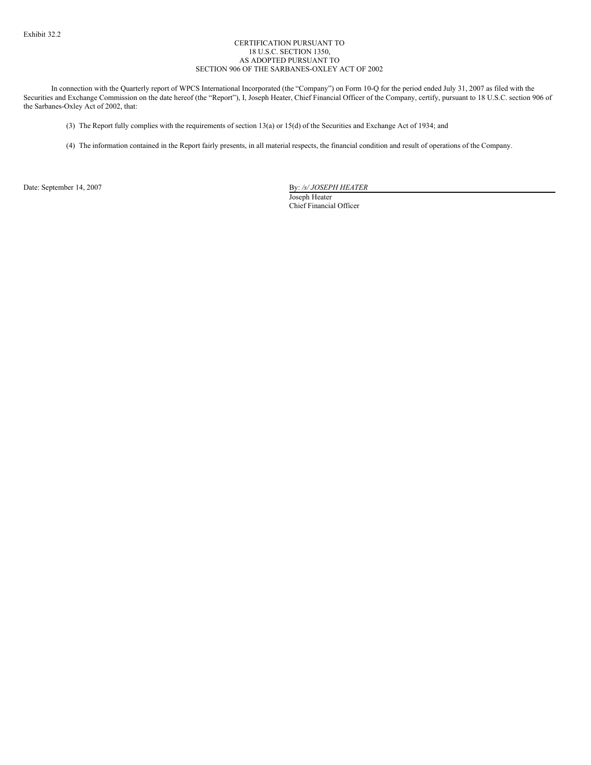Exhibit 32.2

CERTIFICATION PURSUANT TO
18 U.S.C. SECTION 1350,
AS ADOPTED PURSUANT TO
SECTION 906 OF THE SARBANES-OXLEY ACT OF 2002

In connection with the Quarterly report of WPCS International Incorporated (the "Company") on Form 10-Q for the period ended July 31, 2007 as filed with the Securities and Exchange Commission on the date hereof (the "Report"), I, Joseph Heater, Chief Financial Officer of the Company, certify, pursuant to 18 U.S.C. section 906 of the Sarbanes-Oxley Act of 2002, that:

(3) The Report fully complies with the requirements of section 13(a) or 15(d) of the Securities and Exchange Act of 1934; and

(4) The information contained in the Report fairly presents, in all material respects, the financial condition and result of operations of the Company.

Date: September 14, 2007

By: */s/ JOSEPH HEATER*
Joseph Heater
Chief Financial Officer